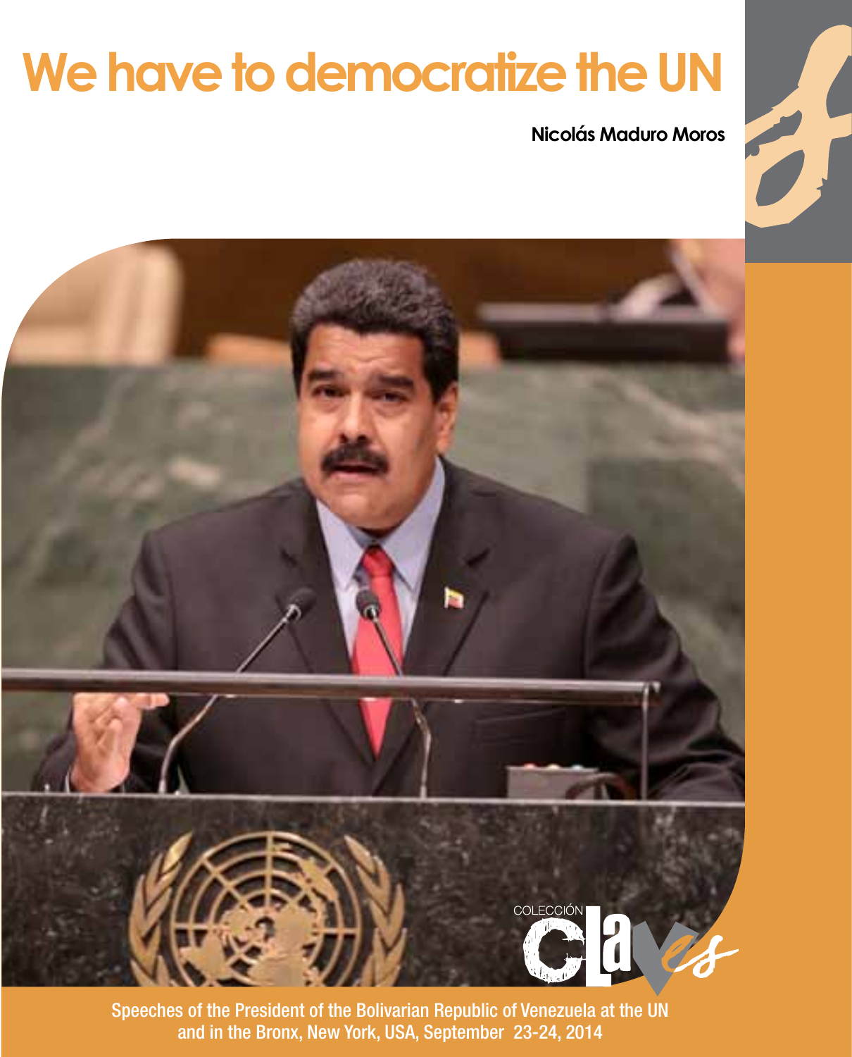# We have to democratize the UN

**Nicolás Maduro Moros**

COLECCIÓN Claves

Speeches of the President of the Bolivarian Republic of Venezuela at the UN and in the Bronx, New York, USA, September 23-24, 2014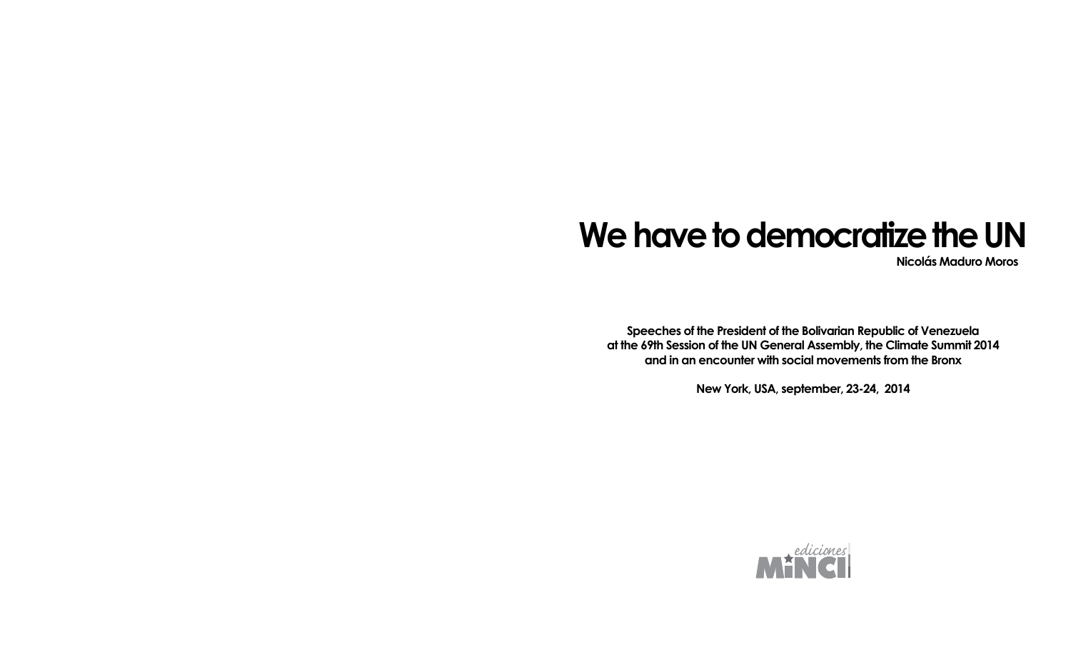# We have to democratize the UN

**Nicolás Maduro Moros**

**Speeches of the President of the Bolivarian Republic of Venezuela at the 69th Session of the UN General Assembly, the Climate Summit 2014 and in an encounter with social movements from the Bronx**

**New York, USA, september, 23-24, 2014**

ediciones MinCI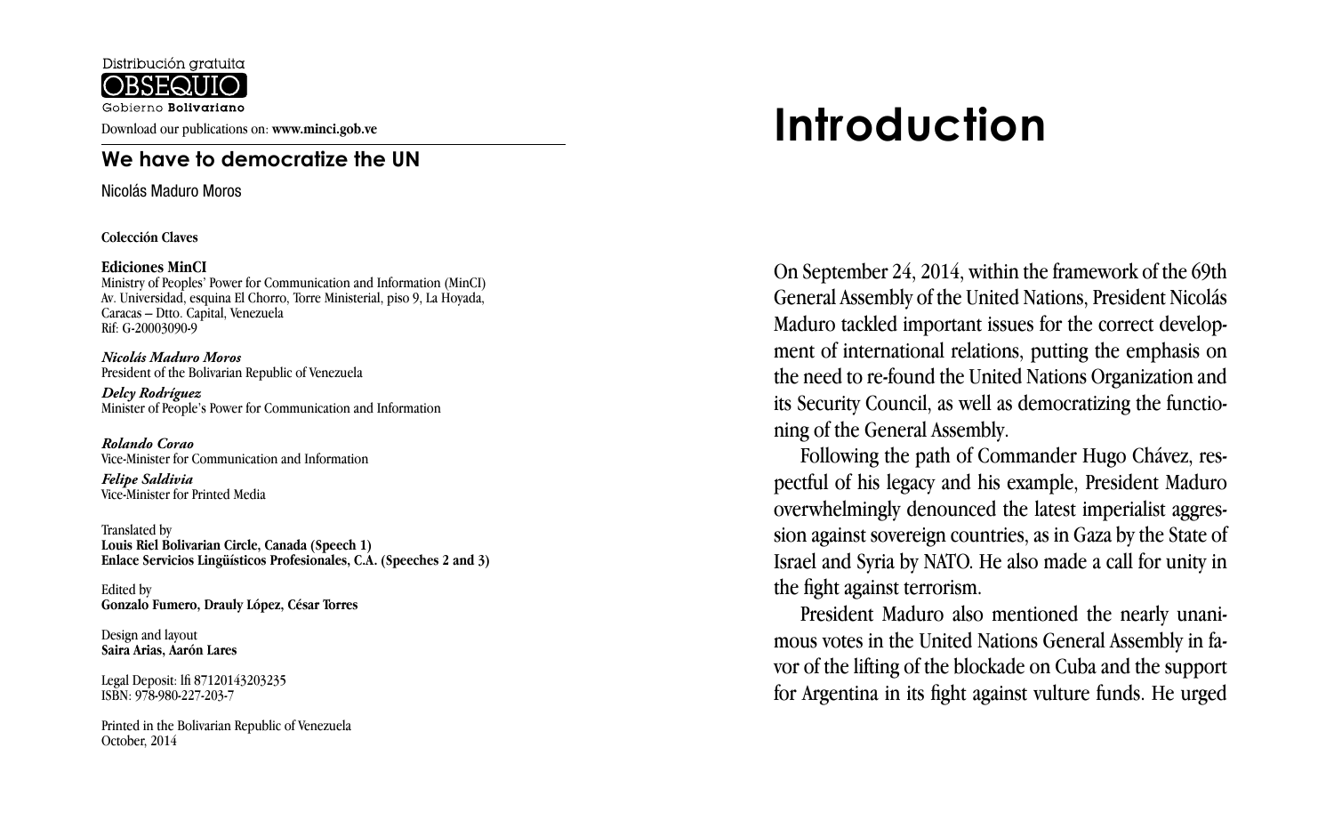Distribución gratuita

OBSEQUIO

Gobierno **Bolivariano**

Download our publications on: **www.minci.gob.ve**

## We have to democratize the UN

Nicolás Maduro Moros

**Colección Claves**

**Ediciones MinCI**
Ministry of Peoples' Power for Communication and Information (MinCI)
Av. Universidad, esquina El Chorro, Torre Ministerial, piso 9, La Hoyada, Caracas – Dtto. Capital, Venezuela
Rif: G-20003090-9

***Nicolás Maduro Moros***
President of the Bolivarian Republic of Venezuela

***Delcy Rodríguez***
Minister of People's Power for Communication and Information

***Rolando Corao***
Vice-Minister for Communication and Information

***Felipe Saldivia***
Vice-Minister for Printed Media

Translated by
**Louis Riel Bolivarian Circle, Canada (Speech 1)**
**Enlace Servicios Lingüísticos Profesionales, C.A. (Speeches 2 and 3)**

Edited by
**Gonzalo Fumero, Drauly López, César Torres**

Design and layout
**Saira Arias, Aarón Lares**

Legal Deposit: lfi 87120143203235
ISBN: 978-980-227-203-7

Printed in the Bolivarian Republic of Venezuela
October, 2014

# Introduction

On September 24, 2014, within the framework of the 69th General Assembly of the United Nations, President Nicolás Maduro tackled important issues for the correct development of international relations, putting the emphasis on the need to re-found the United Nations Organization and its Security Council, as well as democratizing the functioning of the General Assembly.

Following the path of Commander Hugo Chávez, respectful of his legacy and his example, President Maduro overwhelmingly denounced the latest imperialist aggression against sovereign countries, as in Gaza by the State of Israel and Syria by NATO. He also made a call for unity in the fight against terrorism.

President Maduro also mentioned the nearly unanimous votes in the United Nations General Assembly in favor of the lifting of the blockade on Cuba and the support for Argentina in its fight against vulture funds. He urged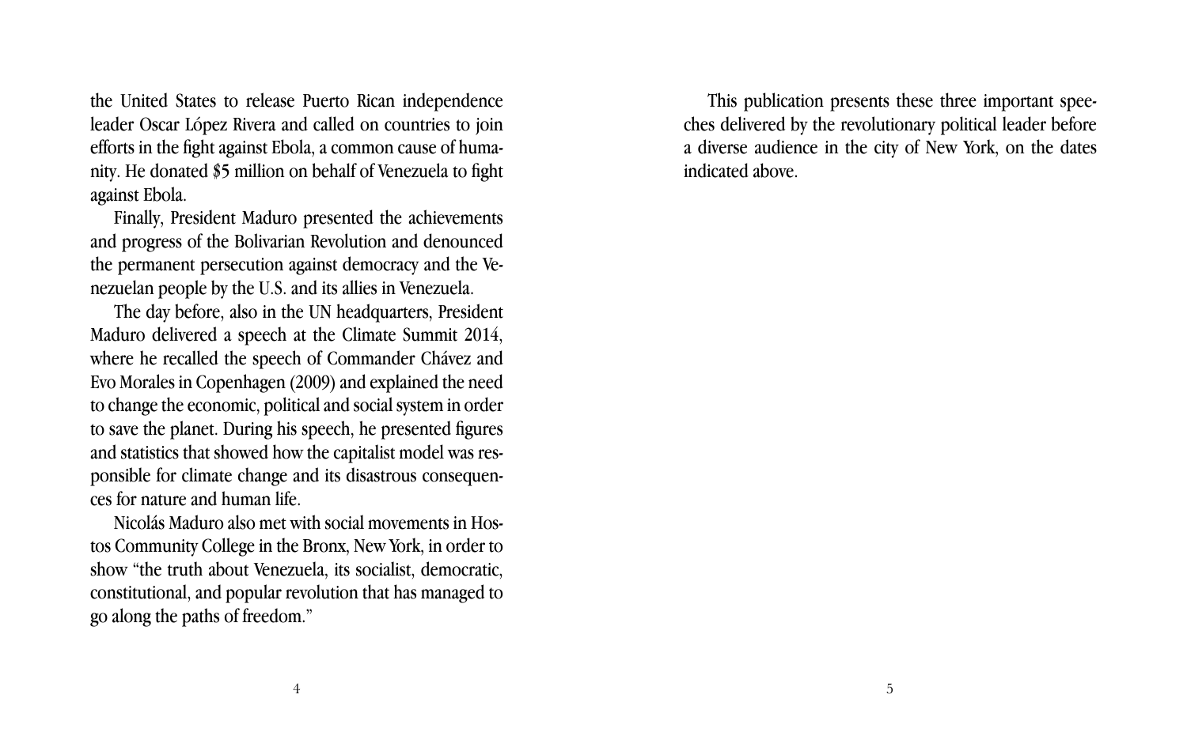the United States to release Puerto Rican independence leader Oscar López Rivera and called on countries to join efforts in the fight against Ebola, a common cause of humanity. He donated $5 million on behalf of Venezuela to fight against Ebola.

Finally, President Maduro presented the achievements and progress of the Bolivarian Revolution and denounced the permanent persecution against democracy and the Venezuelan people by the U.S. and its allies in Venezuela.

The day before, also in the UN headquarters, President Maduro delivered a speech at the Climate Summit 2014, where he recalled the speech of Commander Chávez and Evo Morales in Copenhagen (2009) and explained the need to change the economic, political and social system in order to save the planet. During his speech, he presented figures and statistics that showed how the capitalist model was responsible for climate change and its disastrous consequences for nature and human life.

Nicolás Maduro also met with social movements in Hostos Community College in the Bronx, New York, in order to show "the truth about Venezuela, its socialist, democratic, constitutional, and popular revolution that has managed to go along the paths of freedom."

This publication presents these three important speeches delivered by the revolutionary political leader before a diverse audience in the city of New York, on the dates indicated above.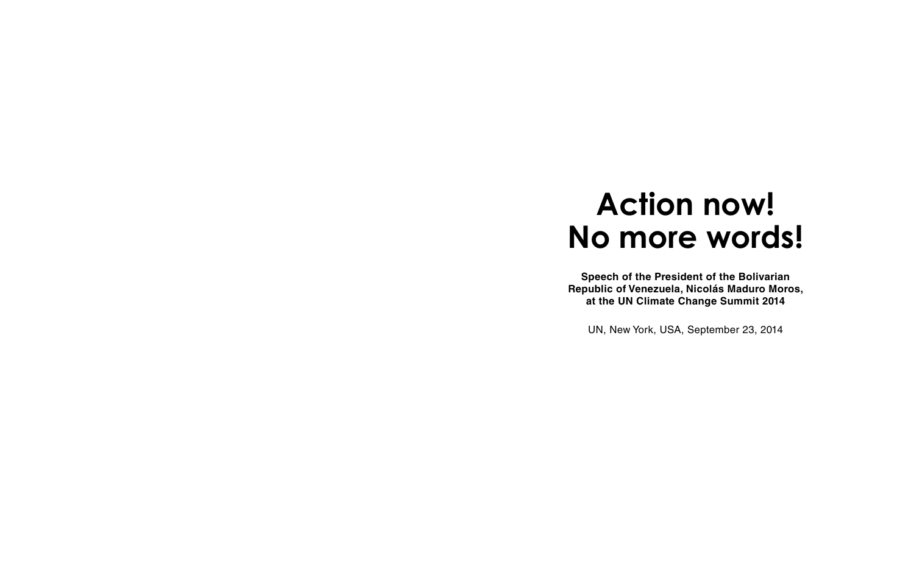# Action now! No more words!

**Speech of the President of the Bolivarian Republic of Venezuela, Nicolás Maduro Moros, at the UN Climate Change Summit 2014**

UN, New York, USA, September 23, 2014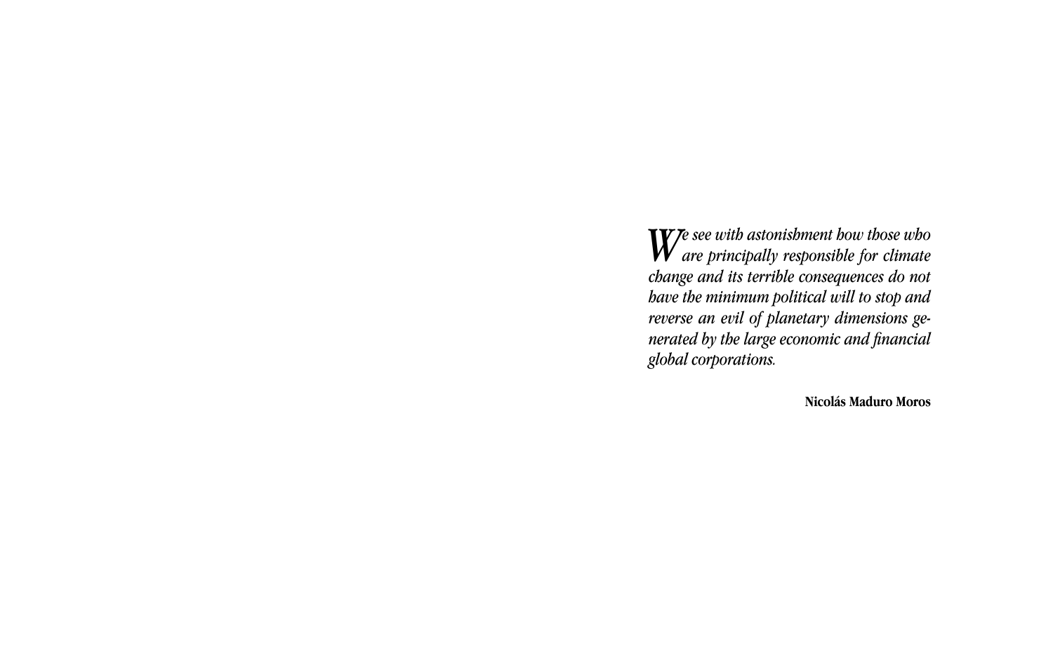*We see with astonishment how those who are principally responsible for climate change and its terrible consequences do not have the minimum political will to stop and reverse an evil of planetary dimensions generated by the large economic and financial global corporations.*

**Nicolás Maduro Moros**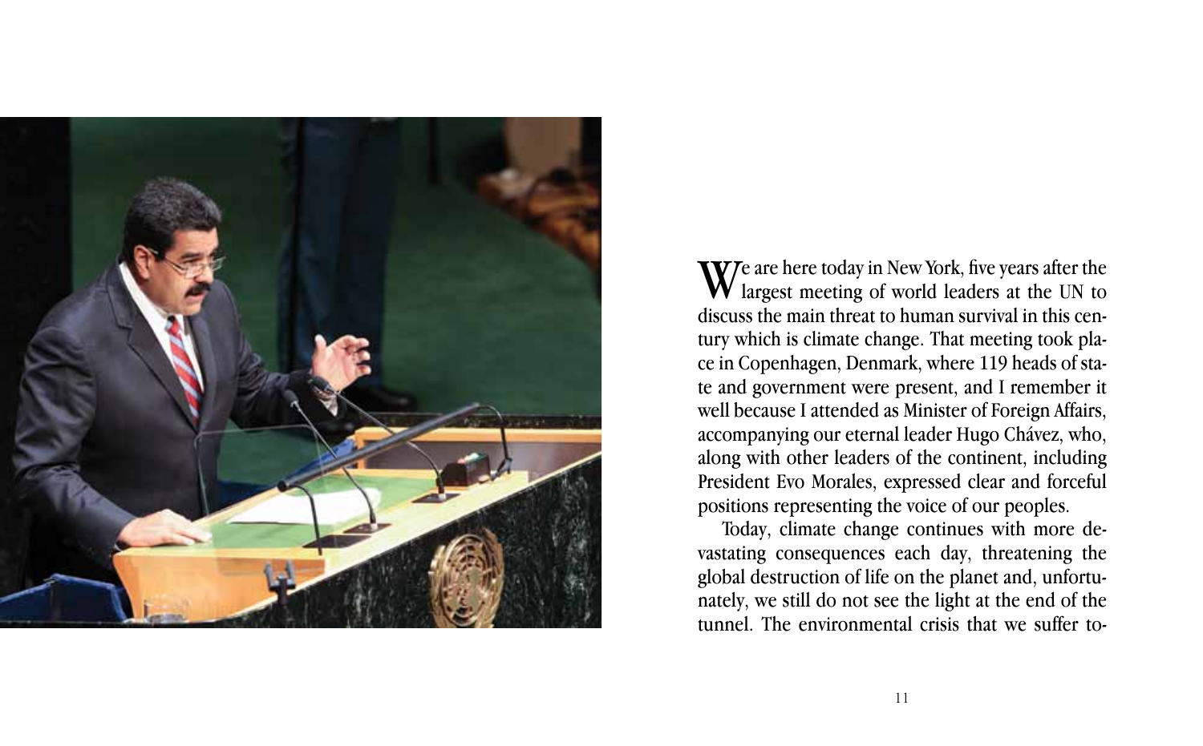We are here today in New York, five years after the largest meeting of world leaders at the UN to discuss the main threat to human survival in this century which is climate change. That meeting took place in Copenhagen, Denmark, where 119 heads of state and government were present, and I remember it well because I attended as Minister of Foreign Affairs, accompanying our eternal leader Hugo Chávez, who, along with other leaders of the continent, including President Evo Morales, expressed clear and forceful positions representing the voice of our peoples.

Today, climate change continues with more devastating consequences each day, threatening the global destruction of life on the planet and, unfortunately, we still do not see the light at the end of the tunnel. The environmental crisis that we suffer to-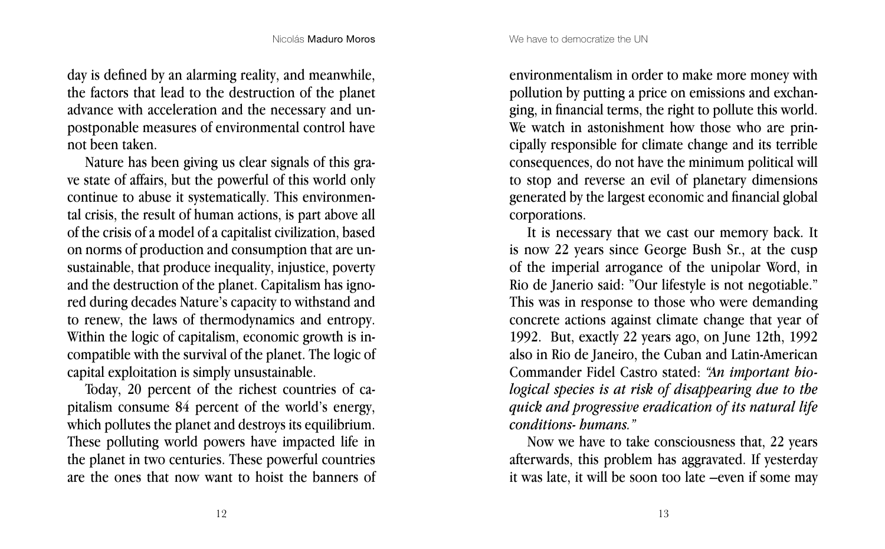day is defined by an alarming reality, and meanwhile, the factors that lead to the destruction of the planet advance with acceleration and the necessary and unpostponable measures of environmental control have not been taken.

Nature has been giving us clear signals of this grave state of affairs, but the powerful of this world only continue to abuse it systematically. This environmental crisis, the result of human actions, is part above all of the crisis of a model of a capitalist civilization, based on norms of production and consumption that are unsustainable, that produce inequality, injustice, poverty and the destruction of the planet. Capitalism has ignored during decades Nature's capacity to withstand and to renew, the laws of thermodynamics and entropy. Within the logic of capitalism, economic growth is incompatible with the survival of the planet. The logic of capital exploitation is simply unsustainable.

Today, 20 percent of the richest countries of capitalism consume 84 percent of the world's energy, which pollutes the planet and destroys its equilibrium. These polluting world powers have impacted life in the planet in two centuries. These powerful countries are the ones that now want to hoist the banners of environmentalism in order to make more money with pollution by putting a price on emissions and exchanging, in financial terms, the right to pollute this world. We watch in astonishment how those who are principally responsible for climate change and its terrible consequences, do not have the minimum political will to stop and reverse an evil of planetary dimensions generated by the largest economic and financial global corporations.

It is necessary that we cast our memory back. It is now 22 years since George Bush Sr., at the cusp of the imperial arrogance of the unipolar Word, in Rio de Janerio said: "Our lifestyle is not negotiable." This was in response to those who were demanding concrete actions against climate change that year of 1992. But, exactly 22 years ago, on June 12th, 1992 also in Rio de Janeiro, the Cuban and Latin-American Commander Fidel Castro stated: *"An important biological species is at risk of disappearing due to the quick and progressive eradication of its natural life conditions- humans."*

Now we have to take consciousness that, 22 years afterwards, this problem has aggravated. If yesterday it was late, it will be soon too late –even if some may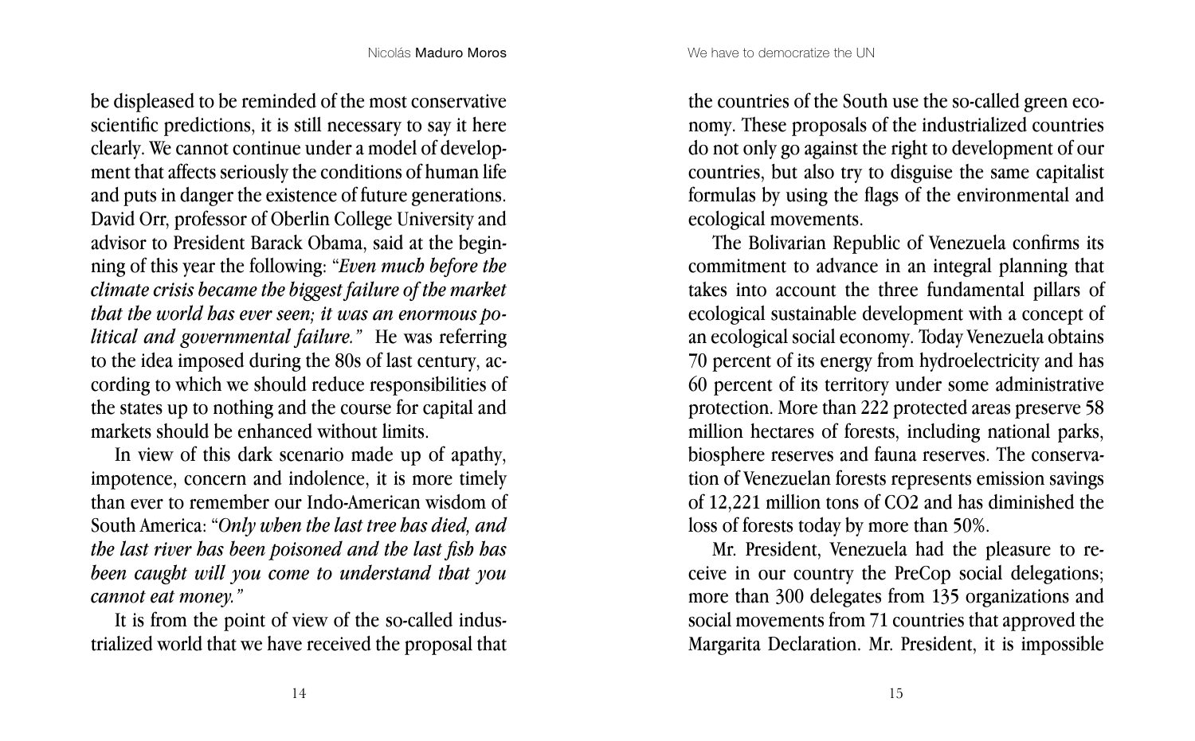be displeased to be reminded of the most conservative scientific predictions, it is still necessary to say it here clearly. We cannot continue under a model of development that affects seriously the conditions of human life and puts in danger the existence of future generations. David Orr, professor of Oberlin College University and advisor to President Barack Obama, said at the beginning of this year the following: "*Even much before the climate crisis became the biggest failure of the market that the world has ever seen; it was an enormous political and governmental failure.*" He was referring to the idea imposed during the 80s of last century, according to which we should reduce responsibilities of the states up to nothing and the course for capital and markets should be enhanced without limits.

In view of this dark scenario made up of apathy, impotence, concern and indolence, it is more timely than ever to remember our Indo-American wisdom of South America: "*Only when the last tree has died, and the last river has been poisoned and the last fish has been caught will you come to understand that you cannot eat money.*"

It is from the point of view of the so-called industrialized world that we have received the proposal that the countries of the South use the so-called green economy. These proposals of the industrialized countries do not only go against the right to development of our countries, but also try to disguise the same capitalist formulas by using the flags of the environmental and ecological movements.

The Bolivarian Republic of Venezuela confirms its commitment to advance in an integral planning that takes into account the three fundamental pillars of ecological sustainable development with a concept of an ecological social economy. Today Venezuela obtains 70 percent of its energy from hydroelectricity and has 60 percent of its territory under some administrative protection. More than 222 protected areas preserve 58 million hectares of forests, including national parks, biosphere reserves and fauna reserves. The conservation of Venezuelan forests represents emission savings of 12,221 million tons of $CO_2$ and has diminished the loss of forests today by more than 50%.

Mr. President, Venezuela had the pleasure to receive in our country the PreCop social delegations; more than 300 delegates from 135 organizations and social movements from 71 countries that approved the Margarita Declaration. Mr. President, it is impossible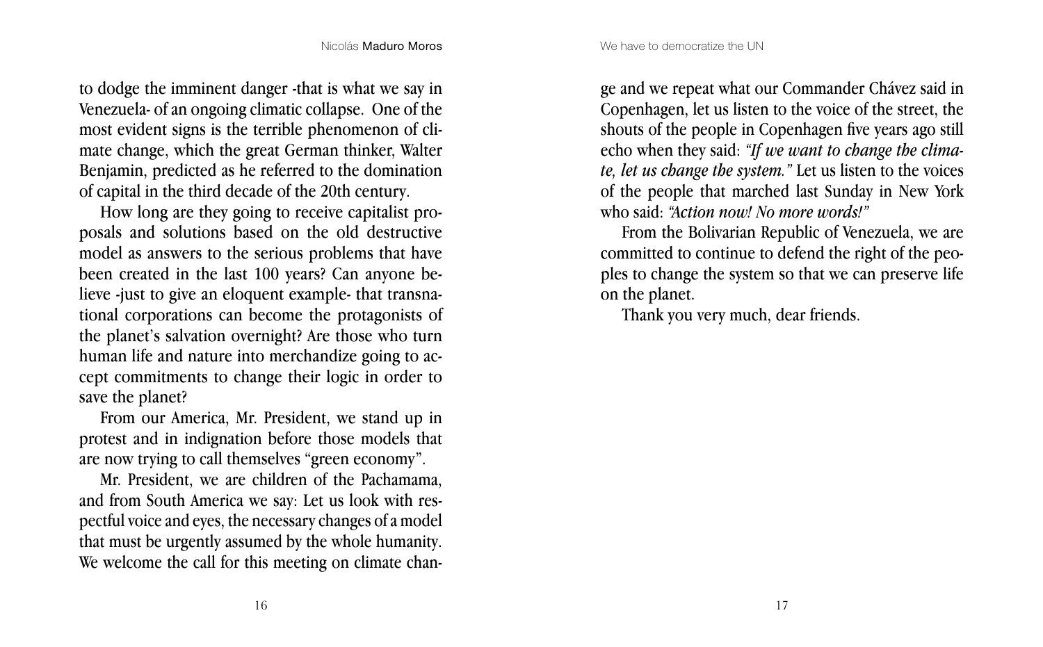to dodge the imminent danger -that is what we say in Venezuela- of an ongoing climatic collapse. One of the most evident signs is the terrible phenomenon of climate change, which the great German thinker, Walter Benjamin, predicted as he referred to the domination of capital in the third decade of the 20th century.

How long are they going to receive capitalist proposals and solutions based on the old destructive model as answers to the serious problems that have been created in the last 100 years? Can anyone believe -just to give an eloquent example- that transnational corporations can become the protagonists of the planet's salvation overnight? Are those who turn human life and nature into merchandize going to accept commitments to change their logic in order to save the planet?

From our America, Mr. President, we stand up in protest and in indignation before those models that are now trying to call themselves "green economy".

Mr. President, we are children of the Pachamama, and from South America we say: Let us look with respectful voice and eyes, the necessary changes of a model that must be urgently assumed by the whole humanity. We welcome the call for this meeting on climate change and we repeat what our Commander Chávez said in Copenhagen, let us listen to the voice of the street, the shouts of the people in Copenhagen five years ago still echo when they said: *"If we want to change the climate, let us change the system."* Let us listen to the voices of the people that marched last Sunday in New York who said: *"Action now! No more words!"*

From the Bolivarian Republic of Venezuela, we are committed to continue to defend the right of the peoples to change the system so that we can preserve life on the planet.

Thank you very much, dear friends.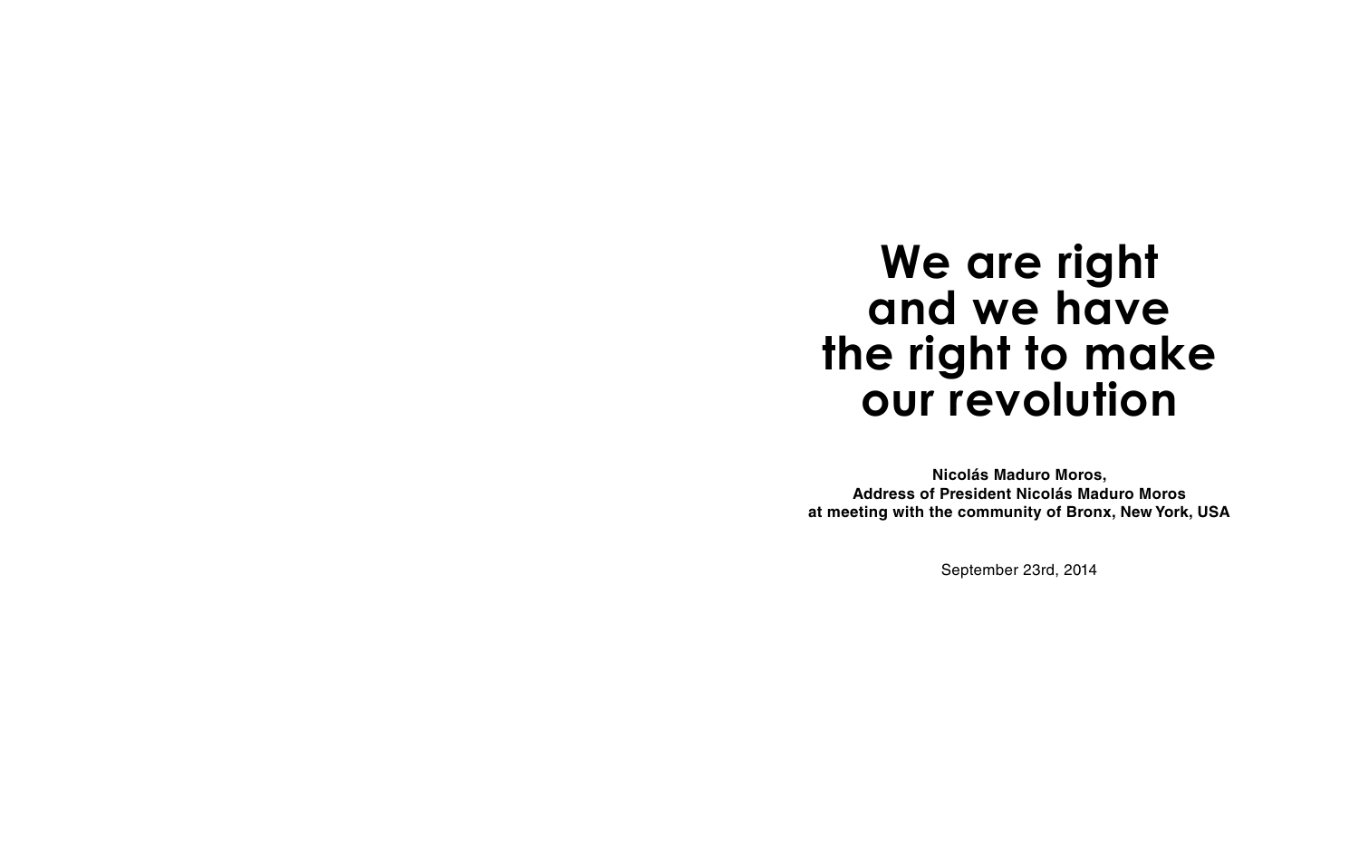# We are right and we have the right to make our revolution

**Nicolás Maduro Moros,**
**Address of President Nicolás Maduro Moros**
**at meeting with the community of Bronx, New York, USA**

September 23rd, 2014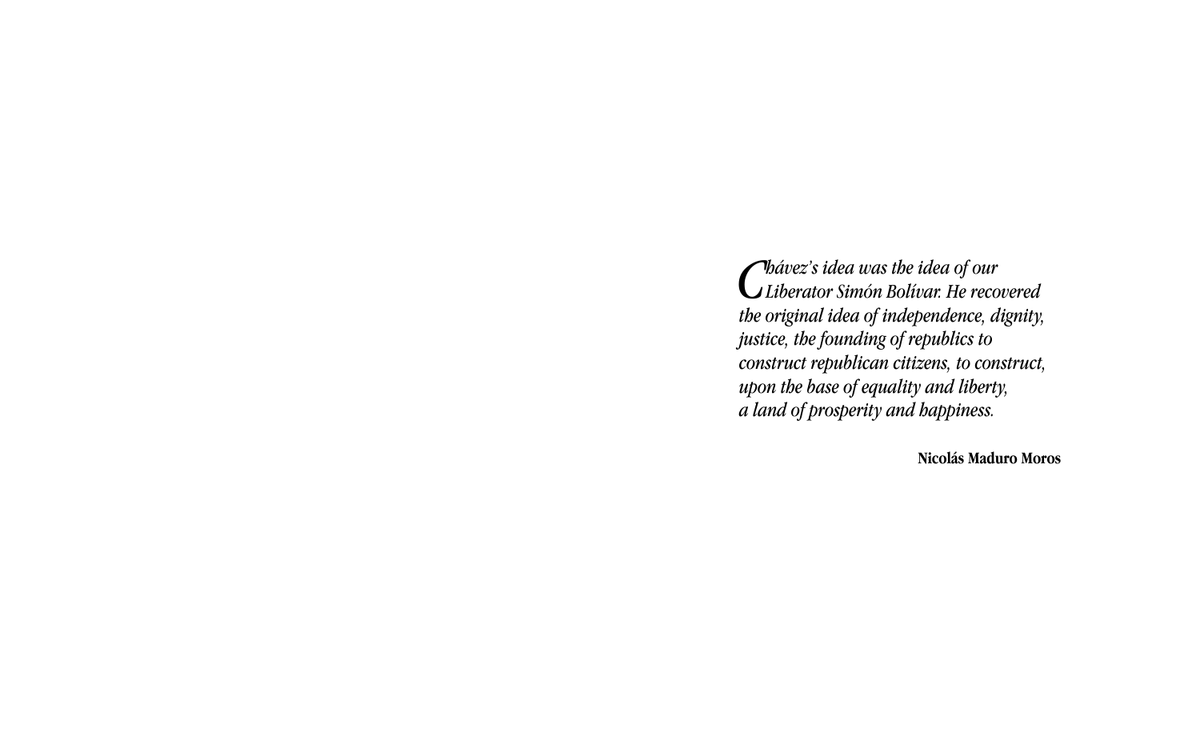*Chávez's idea was the idea of our Liberator Simón Bolívar. He recovered the original idea of independence, dignity, justice, the founding of republics to construct republican citizens, to construct, upon the base of equality and liberty, a land of prosperity and happiness.*

**Nicolás Maduro Moros**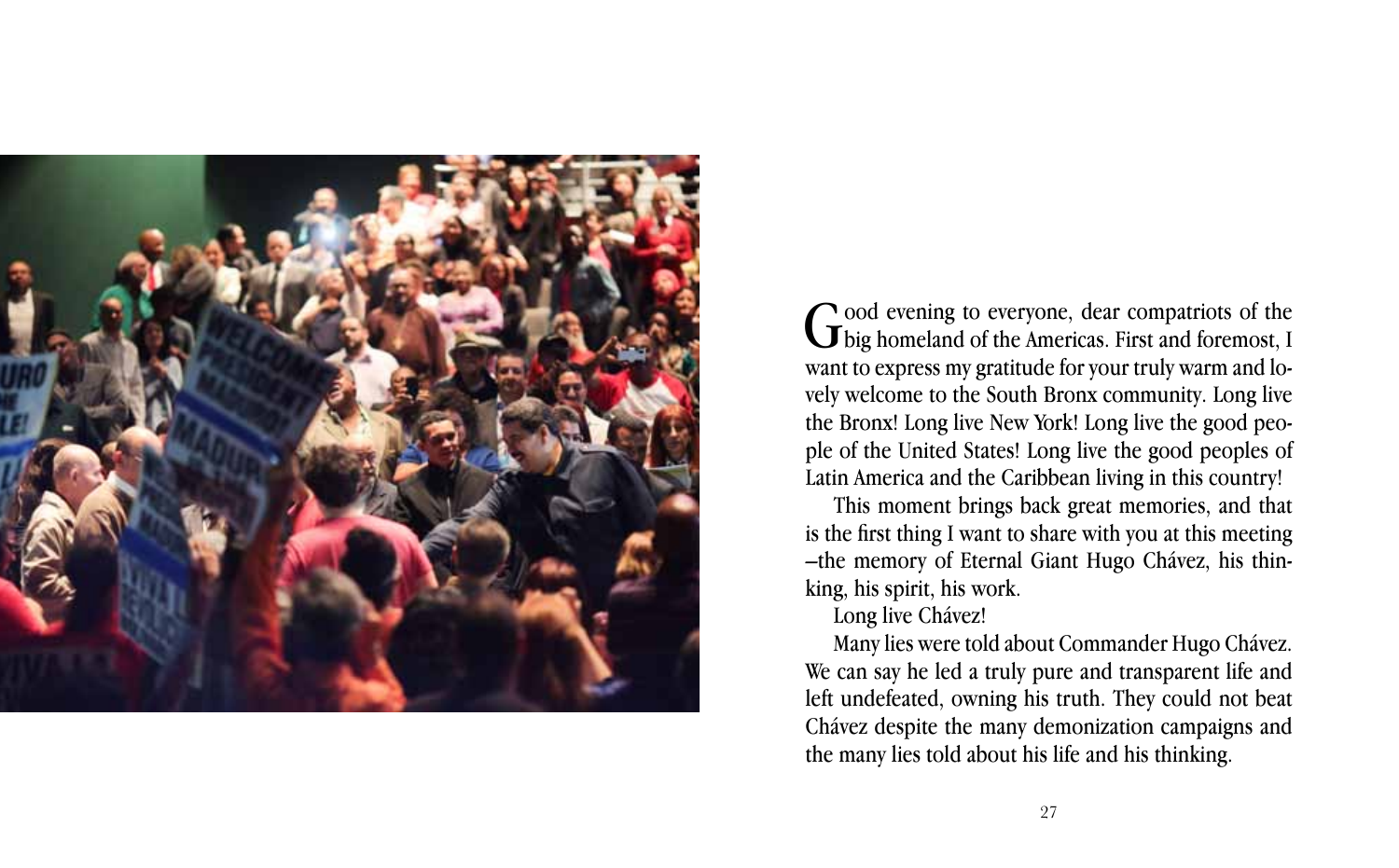Good evening to everyone, dear compatriots of the big homeland of the Americas. First and foremost, I want to express my gratitude for your truly warm and lovely welcome to the South Bronx community. Long live the Bronx! Long live New York! Long live the good people of the United States! Long live the good peoples of Latin America and the Caribbean living in this country!

This moment brings back great memories, and that is the first thing I want to share with you at this meeting –the memory of Eternal Giant Hugo Chávez, his thinking, his spirit, his work.

Long live Chávez!

Many lies were told about Commander Hugo Chávez. We can say he led a truly pure and transparent life and left undefeated, owning his truth. They could not beat Chávez despite the many demonization campaigns and the many lies told about his life and his thinking.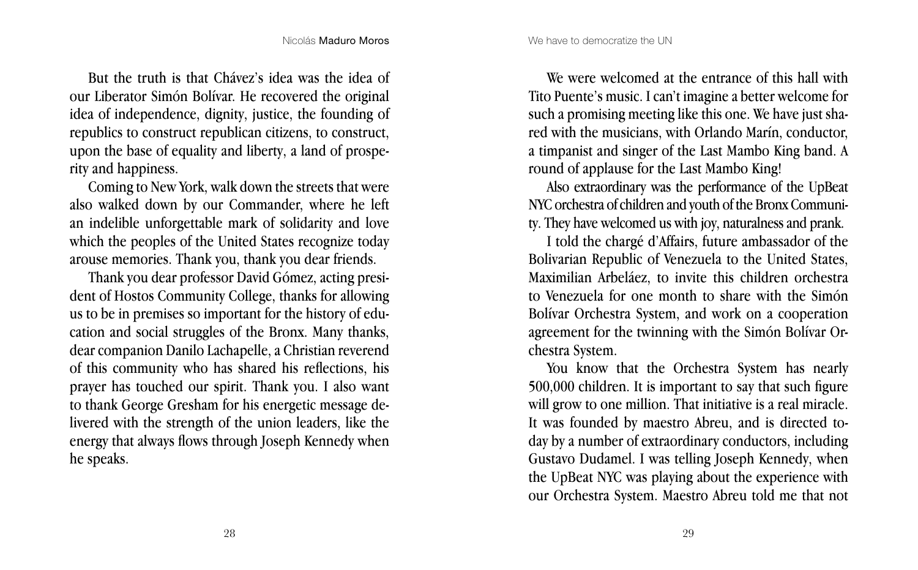But the truth is that Chávez's idea was the idea of our Liberator Simón Bolívar. He recovered the original idea of independence, dignity, justice, the founding of republics to construct republican citizens, to construct, upon the base of equality and liberty, a land of prosperity and happiness.

Coming to New York, walk down the streets that were also walked down by our Commander, where he left an indelible unforgettable mark of solidarity and love which the peoples of the United States recognize today arouse memories. Thank you, thank you dear friends.

Thank you dear professor David Gómez, acting president of Hostos Community College, thanks for allowing us to be in premises so important for the history of education and social struggles of the Bronx. Many thanks, dear companion Danilo Lachapelle, a Christian reverend of this community who has shared his reflections, his prayer has touched our spirit. Thank you. I also want to thank George Gresham for his energetic message delivered with the strength of the union leaders, like the energy that always flows through Joseph Kennedy when he speaks.

We were welcomed at the entrance of this hall with Tito Puente's music. I can't imagine a better welcome for such a promising meeting like this one. We have just shared with the musicians, with Orlando Marín, conductor, a timpanist and singer of the Last Mambo King band. A round of applause for the Last Mambo King!

Also extraordinary was the performance of the UpBeat NYC orchestra of children and youth of the Bronx Community. They have welcomed us with joy, naturalness and prank.

I told the chargé d'Affairs, future ambassador of the Bolivarian Republic of Venezuela to the United States, Maximilian Arbeláez, to invite this children orchestra to Venezuela for one month to share with the Simón Bolívar Orchestra System, and work on a cooperation agreement for the twinning with the Simón Bolívar Orchestra System.

You know that the Orchestra System has nearly 500,000 children. It is important to say that such figure will grow to one million. That initiative is a real miracle. It was founded by maestro Abreu, and is directed today by a number of extraordinary conductors, including Gustavo Dudamel. I was telling Joseph Kennedy, when the UpBeat NYC was playing about the experience with our Orchestra System. Maestro Abreu told me that not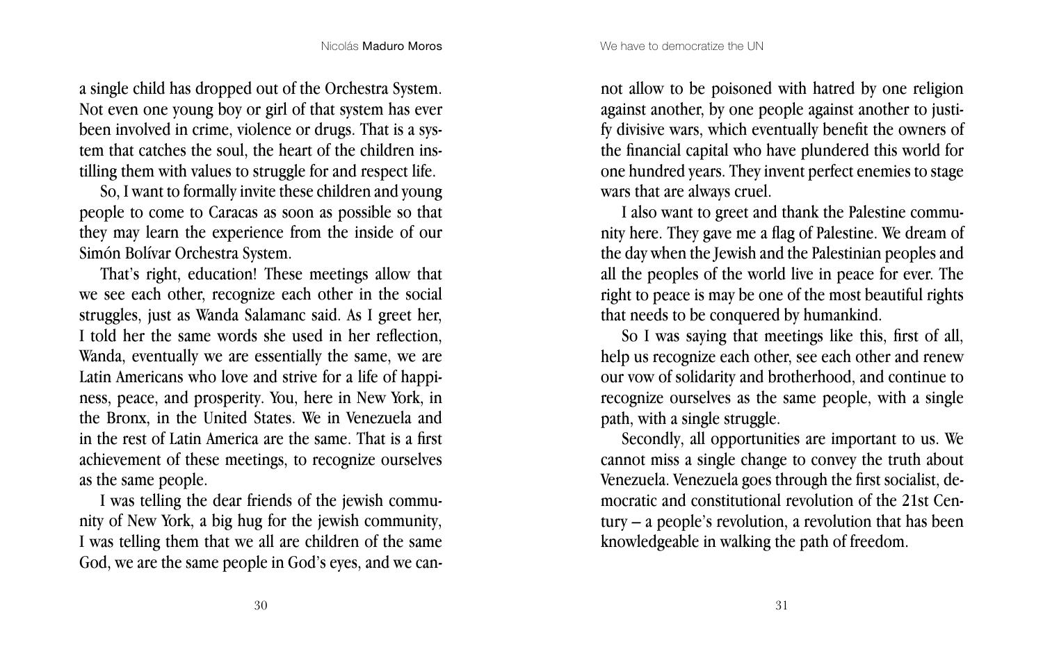a single child has dropped out of the Orchestra System. Not even one young boy or girl of that system has ever been involved in crime, violence or drugs. That is a system that catches the soul, the heart of the children instilling them with values to struggle for and respect life.

So, I want to formally invite these children and young people to come to Caracas as soon as possible so that they may learn the experience from the inside of our Simón Bolívar Orchestra System.

That's right, education! These meetings allow that we see each other, recognize each other in the social struggles, just as Wanda Salamanc said. As I greet her, I told her the same words she used in her reflection, Wanda, eventually we are essentially the same, we are Latin Americans who love and strive for a life of happiness, peace, and prosperity. You, here in New York, in the Bronx, in the United States. We in Venezuela and in the rest of Latin America are the same. That is a first achievement of these meetings, to recognize ourselves as the same people.

I was telling the dear friends of the jewish community of New York, a big hug for the jewish community, I was telling them that we all are children of the same God, we are the same people in God's eyes, and we cannot allow to be poisoned with hatred by one religion against another, by one people against another to justify divisive wars, which eventually benefit the owners of the financial capital who have plundered this world for one hundred years. They invent perfect enemies to stage wars that are always cruel.

I also want to greet and thank the Palestine community here. They gave me a flag of Palestine. We dream of the day when the Jewish and the Palestinian peoples and all the peoples of the world live in peace for ever. The right to peace is may be one of the most beautiful rights that needs to be conquered by humankind.

So I was saying that meetings like this, first of all, help us recognize each other, see each other and renew our vow of solidarity and brotherhood, and continue to recognize ourselves as the same people, with a single path, with a single struggle.

Secondly, all opportunities are important to us. We cannot miss a single change to convey the truth about Venezuela. Venezuela goes through the first socialist, democratic and constitutional revolution of the 21st Century – a people's revolution, a revolution that has been knowledgeable in walking the path of freedom.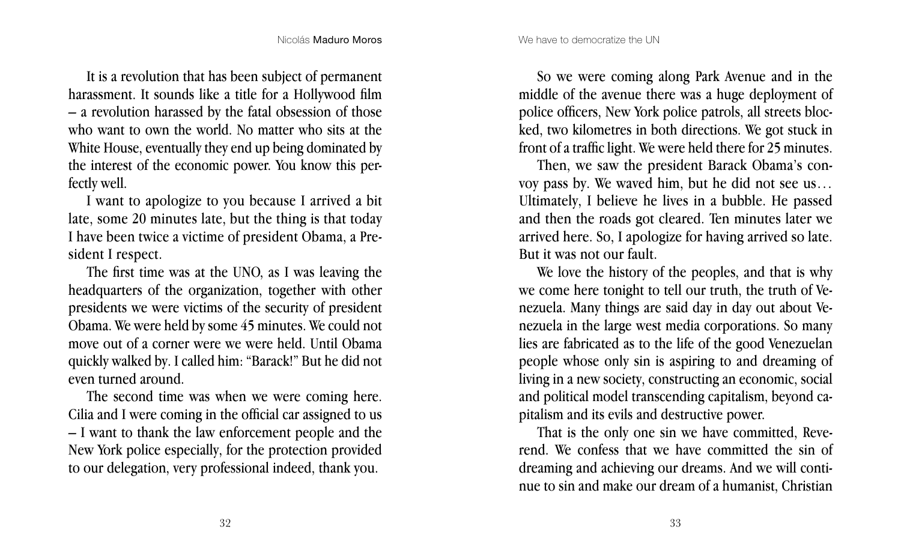It is a revolution that has been subject of permanent harassment. It sounds like a title for a Hollywood film – a revolution harassed by the fatal obsession of those who want to own the world. No matter who sits at the White House, eventually they end up being dominated by the interest of the economic power. You know this perfectly well.

I want to apologize to you because I arrived a bit late, some 20 minutes late, but the thing is that today I have been twice a victime of president Obama, a President I respect.

The first time was at the UNO, as I was leaving the headquarters of the organization, together with other presidents we were victims of the security of president Obama. We were held by some 45 minutes. We could not move out of a corner were we were held. Until Obama quickly walked by. I called him: "Barack!" But he did not even turned around.

The second time was when we were coming here. Cilia and I were coming in the official car assigned to us – I want to thank the law enforcement people and the New York police especially, for the protection provided to our delegation, very professional indeed, thank you.

So we were coming along Park Avenue and in the middle of the avenue there was a huge deployment of police officers, New York police patrols, all streets blocked, two kilometres in both directions. We got stuck in front of a traffic light. We were held there for 25 minutes.

Then, we saw the president Barack Obama's convoy pass by. We waved him, but he did not see us… Ultimately, I believe he lives in a bubble. He passed and then the roads got cleared. Ten minutes later we arrived here. So, I apologize for having arrived so late. But it was not our fault.

We love the history of the peoples, and that is why we come here tonight to tell our truth, the truth of Venezuela. Many things are said day in day out about Venezuela in the large west media corporations. So many lies are fabricated as to the life of the good Venezuelan people whose only sin is aspiring to and dreaming of living in a new society, constructing an economic, social and political model transcending capitalism, beyond capitalism and its evils and destructive power.

That is the only one sin we have committed, Reverend. We confess that we have committed the sin of dreaming and achieving our dreams. And we will continue to sin and make our dream of a humanist, Christian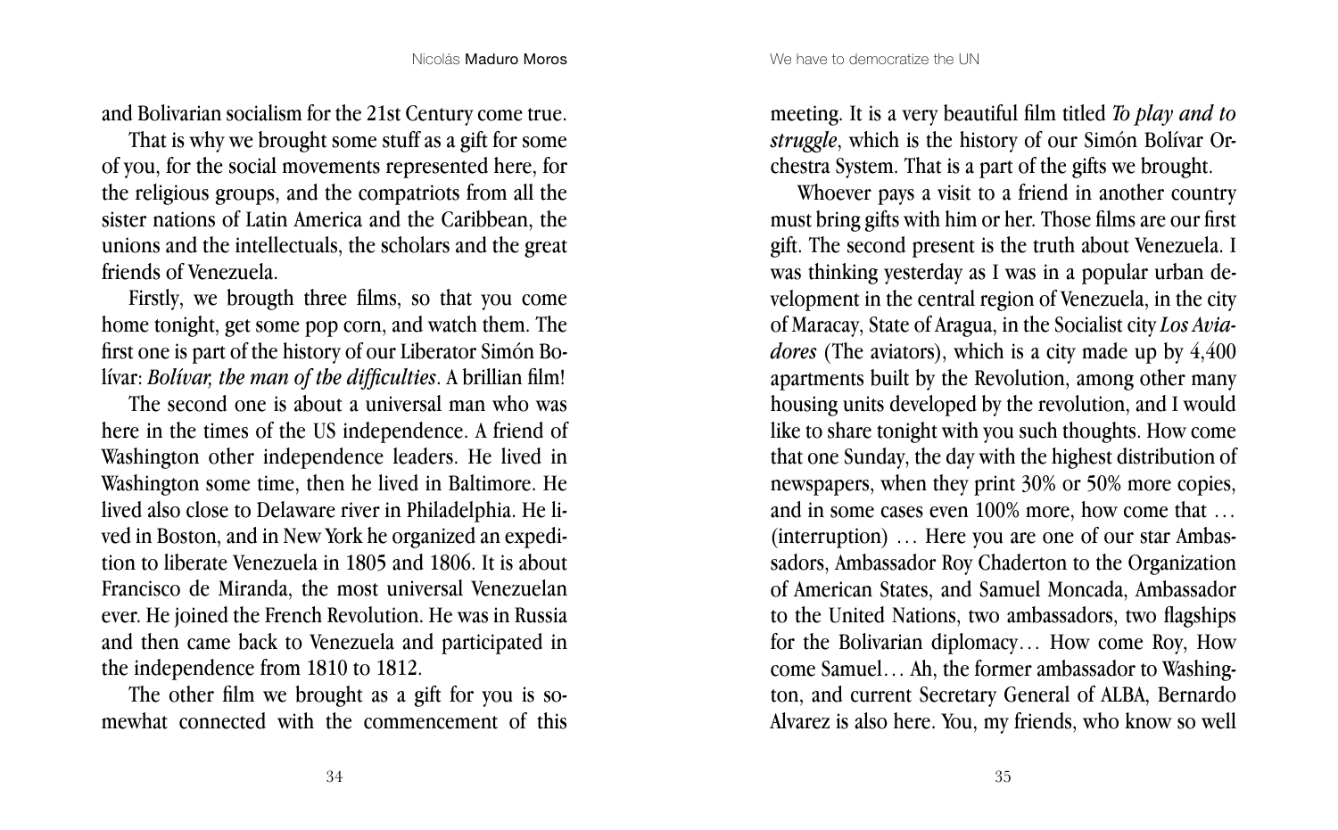and Bolivarian socialism for the 21st Century come true.

That is why we brought some stuff as a gift for some of you, for the social movements represented here, for the religious groups, and the compatriots from all the sister nations of Latin America and the Caribbean, the unions and the intellectuals, the scholars and the great friends of Venezuela.

Firstly, we brougth three films, so that you come home tonight, get some pop corn, and watch them. The first one is part of the history of our Liberator Simón Bolívar: *Bolívar, the man of the difficulties*. A brillian film!

The second one is about a universal man who was here in the times of the US independence. A friend of Washington other independence leaders. He lived in Washington some time, then he lived in Baltimore. He lived also close to Delaware river in Philadelphia. He lived in Boston, and in New York he organized an expedition to liberate Venezuela in 1805 and 1806. It is about Francisco de Miranda, the most universal Venezuelan ever. He joined the French Revolution. He was in Russia and then came back to Venezuela and participated in the independence from 1810 to 1812.

The other film we brought as a gift for you is somewhat connected with the commencement of this meeting. It is a very beautiful film titled *To play and to struggle*, which is the history of our Simón Bolívar Orchestra System. That is a part of the gifts we brought.

Whoever pays a visit to a friend in another country must bring gifts with him or her. Those films are our first gift. The second present is the truth about Venezuela. I was thinking yesterday as I was in a popular urban development in the central region of Venezuela, in the city of Maracay, State of Aragua, in the Socialist city *Los Aviadores* (The aviators), which is a city made up by 4,400 apartments built by the Revolution, among other many housing units developed by the revolution, and I would like to share tonight with you such thoughts. How come that one Sunday, the day with the highest distribution of newspapers, when they print 30% or 50% more copies, and in some cases even 100% more, how come that … (interruption) … Here you are one of our star Ambassadors, Ambassador Roy Chaderton to the Organization of American States, and Samuel Moncada, Ambassador to the United Nations, two ambassadors, two flagships for the Bolivarian diplomacy… How come Roy, How come Samuel… Ah, the former ambassador to Washington, and current Secretary General of ALBA, Bernardo Alvarez is also here. You, my friends, who know so well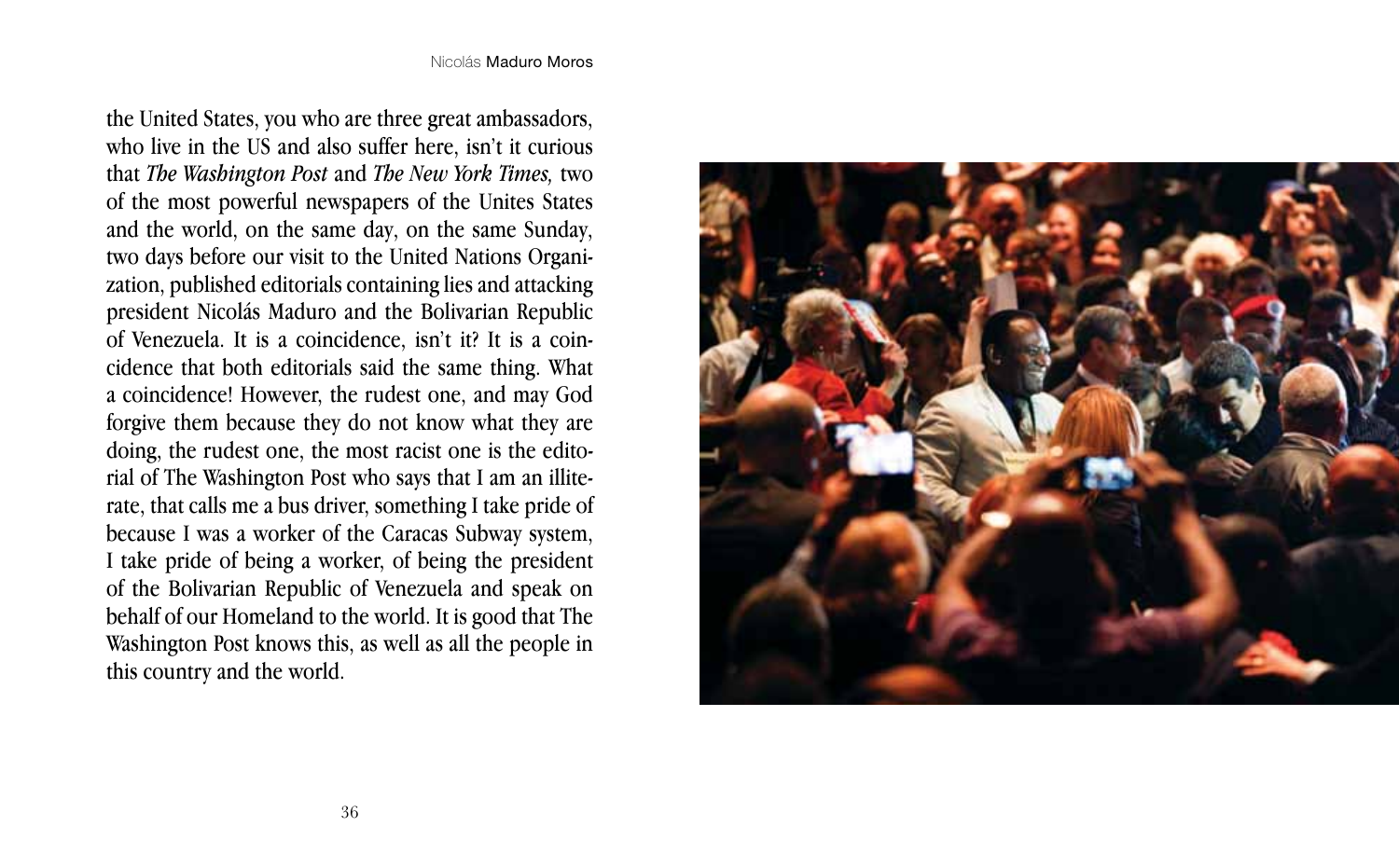the United States, you who are three great ambassadors, who live in the US and also suffer here, isn't it curious that *The Washington Post* and *The New York Times,* two of the most powerful newspapers of the Unites States and the world, on the same day, on the same Sunday, two days before our visit to the United Nations Organization, published editorials containing lies and attacking president Nicolás Maduro and the Bolivarian Republic of Venezuela. It is a coincidence, isn't it? It is a coincidence that both editorials said the same thing. What a coincidence! However, the rudest one, and may God forgive them because they do not know what they are doing, the rudest one, the most racist one is the editorial of The Washington Post who says that I am an illiterate, that calls me a bus driver, something I take pride of because I was a worker of the Caracas Subway system, I take pride of being a worker, of being the president of the Bolivarian Republic of Venezuela and speak on behalf of our Homeland to the world. It is good that The Washington Post knows this, as well as all the people in this country and the world.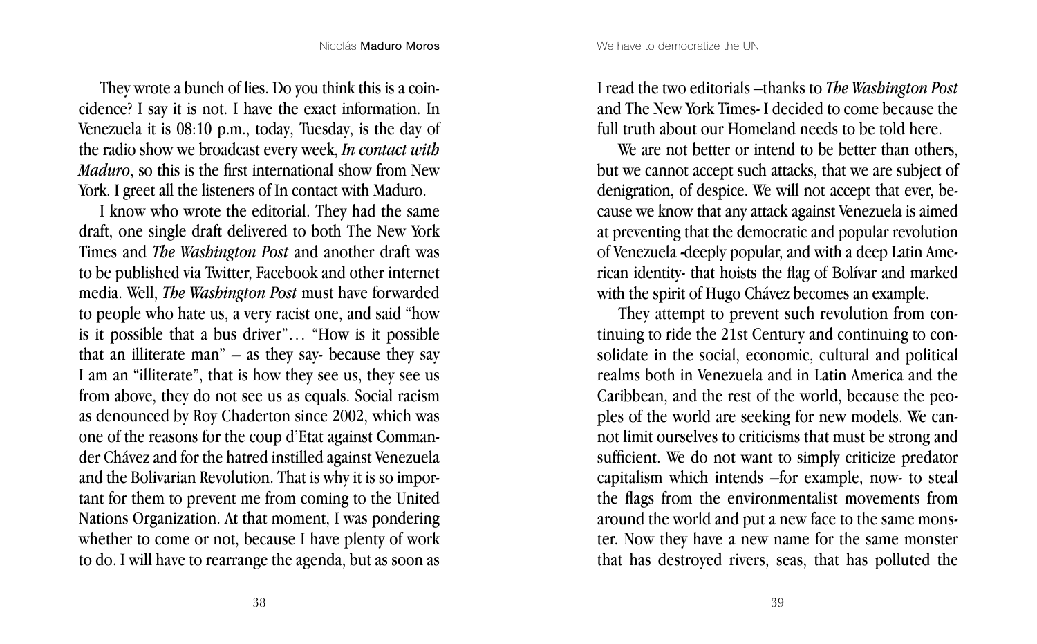They wrote a bunch of lies. Do you think this is a coincidence? I say it is not. I have the exact information. In Venezuela it is 08:10 p.m., today, Tuesday, is the day of the radio show we broadcast every week, *In contact with Maduro*, so this is the first international show from New York. I greet all the listeners of In contact with Maduro.

I know who wrote the editorial. They had the same draft, one single draft delivered to both The New York Times and *The Washington Post* and another draft was to be published via Twitter, Facebook and other internet media. Well, *The Washington Post* must have forwarded to people who hate us, a very racist one, and said "how is it possible that a bus driver"… "How is it possible that an illiterate man" – as they say- because they say I am an "illiterate", that is how they see us, they see us from above, they do not see us as equals. Social racism as denounced by Roy Chaderton since 2002, which was one of the reasons for the coup d'Etat against Commander Chávez and for the hatred instilled against Venezuela and the Bolivarian Revolution. That is why it is so important for them to prevent me from coming to the United Nations Organization. At that moment, I was pondering whether to come or not, because I have plenty of work to do. I will have to rearrange the agenda, but as soon as I read the two editorials –thanks to *The Washington Post* and The New York Times- I decided to come because the full truth about our Homeland needs to be told here.

We are not better or intend to be better than others, but we cannot accept such attacks, that we are subject of denigration, of despice. We will not accept that ever, because we know that any attack against Venezuela is aimed at preventing that the democratic and popular revolution of Venezuela -deeply popular, and with a deep Latin American identity- that hoists the flag of Bolívar and marked with the spirit of Hugo Chávez becomes an example.

They attempt to prevent such revolution from continuing to ride the 21st Century and continuing to consolidate in the social, economic, cultural and political realms both in Venezuela and in Latin America and the Caribbean, and the rest of the world, because the peoples of the world are seeking for new models. We cannot limit ourselves to criticisms that must be strong and sufficient. We do not want to simply criticize predator capitalism which intends –for example, now- to steal the flags from the environmentalist movements from around the world and put a new face to the same monster. Now they have a new name for the same monster that has destroyed rivers, seas, that has polluted the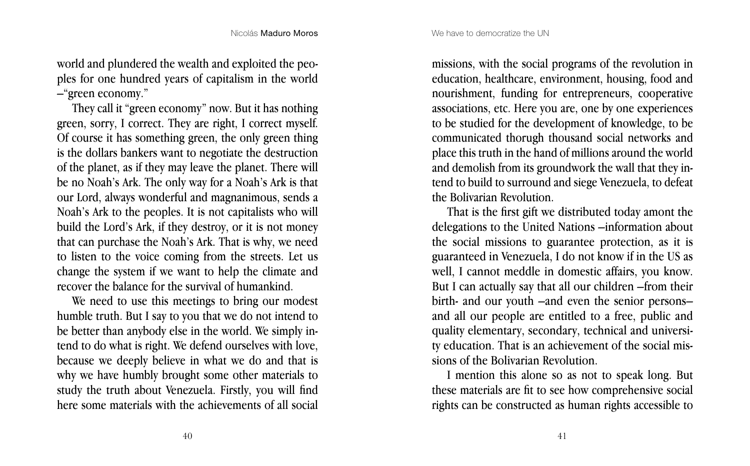world and plundered the wealth and exploited the peoples for one hundred years of capitalism in the world –"green economy."

They call it "green economy" now. But it has nothing green, sorry, I correct. They are right, I correct myself. Of course it has something green, the only green thing is the dollars bankers want to negotiate the destruction of the planet, as if they may leave the planet. There will be no Noah's Ark. The only way for a Noah's Ark is that our Lord, always wonderful and magnanimous, sends a Noah's Ark to the peoples. It is not capitalists who will build the Lord's Ark, if they destroy, or it is not money that can purchase the Noah's Ark. That is why, we need to listen to the voice coming from the streets. Let us change the system if we want to help the climate and recover the balance for the survival of humankind.

We need to use this meetings to bring our modest humble truth. But I say to you that we do not intend to be better than anybody else in the world. We simply intend to do what is right. We defend ourselves with love, because we deeply believe in what we do and that is why we have humbly brought some other materials to study the truth about Venezuela. Firstly, you will find here some materials with the achievements of all social missions, with the social programs of the revolution in education, healthcare, environment, housing, food and nourishment, funding for entrepreneurs, cooperative associations, etc. Here you are, one by one experiences to be studied for the development of knowledge, to be communicated thorugh thousand social networks and place this truth in the hand of millions around the world and demolish from its groundwork the wall that they intend to build to surround and siege Venezuela, to defeat the Bolivarian Revolution.

That is the first gift we distributed today amont the delegations to the United Nations –information about the social missions to guarantee protection, as it is guaranteed in Venezuela, I do not know if in the US as well, I cannot meddle in domestic affairs, you know. But I can actually say that all our children –from their birth- and our youth –and even the senior persons– and all our people are entitled to a free, public and quality elementary, secondary, technical and university education. That is an achievement of the social missions of the Bolivarian Revolution.

I mention this alone so as not to speak long. But these materials are fit to see how comprehensive social rights can be constructed as human rights accessible to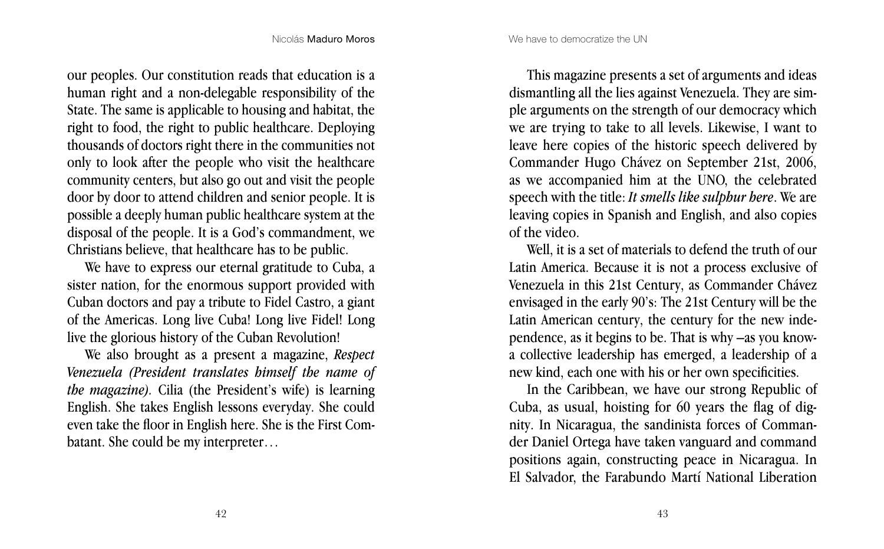our peoples. Our constitution reads that education is a human right and a non-delegable responsibility of the State. The same is applicable to housing and habitat, the right to food, the right to public healthcare. Deploying thousands of doctors right there in the communities not only to look after the people who visit the healthcare community centers, but also go out and visit the people door by door to attend children and senior people. It is possible a deeply human public healthcare system at the disposal of the people. It is a God's commandment, we Christians believe, that healthcare has to be public.

We have to express our eternal gratitude to Cuba, a sister nation, for the enormous support provided with Cuban doctors and pay a tribute to Fidel Castro, a giant of the Americas. Long live Cuba! Long live Fidel! Long live the glorious history of the Cuban Revolution!

We also brought as a present a magazine, *Respect Venezuela (President translates himself the name of the magazine).* Cilia (the President's wife) is learning English. She takes English lessons everyday. She could even take the floor in English here. She is the First Combatant. She could be my interpreter…

This magazine presents a set of arguments and ideas dismantling all the lies against Venezuela. They are simple arguments on the strength of our democracy which we are trying to take to all levels. Likewise, I want to leave here copies of the historic speech delivered by Commander Hugo Chávez on September 21st, 2006, as we accompanied him at the UNO, the celebrated speech with the title: ***It smells like sulphur here***. We are leaving copies in Spanish and English, and also copies of the video.

Well, it is a set of materials to defend the truth of our Latin America. Because it is not a process exclusive of Venezuela in this 21st Century, as Commander Chávez envisaged in the early 90's: The 21st Century will be the Latin American century, the century for the new independence, as it begins to be. That is why –as you know-a collective leadership has emerged, a leadership of a new kind, each one with his or her own specificities.

In the Caribbean, we have our strong Republic of Cuba, as usual, hoisting for 60 years the flag of dignity. In Nicaragua, the sandinista forces of Commander Daniel Ortega have taken vanguard and command positions again, constructing peace in Nicaragua. In El Salvador, the Farabundo Martí National Liberation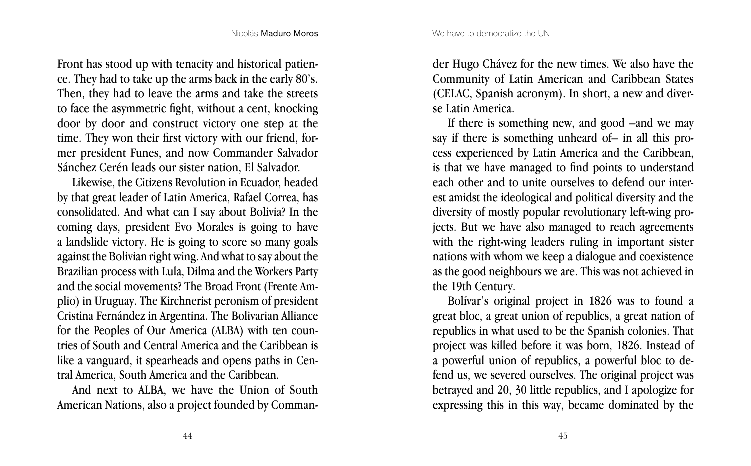Front has stood up with tenacity and historical patience. They had to take up the arms back in the early 80's. Then, they had to leave the arms and take the streets to face the asymmetric fight, without a cent, knocking door by door and construct victory one step at the time. They won their first victory with our friend, former president Funes, and now Commander Salvador Sánchez Cerén leads our sister nation, El Salvador.

Likewise, the Citizens Revolution in Ecuador, headed by that great leader of Latin America, Rafael Correa, has consolidated. And what can I say about Bolivia? In the coming days, president Evo Morales is going to have a landslide victory. He is going to score so many goals against the Bolivian right wing. And what to say about the Brazilian process with Lula, Dilma and the Workers Party and the social movements? The Broad Front (Frente Amplio) in Uruguay. The Kirchnerist peronism of president Cristina Fernández in Argentina. The Bolivarian Alliance for the Peoples of Our America (ALBA) with ten countries of South and Central America and the Caribbean is like a vanguard, it spearheads and opens paths in Central America, South America and the Caribbean.

And next to ALBA, we have the Union of South American Nations, also a project founded by Commander Hugo Chávez for the new times. We also have the Community of Latin American and Caribbean States (CELAC, Spanish acronym). In short, a new and diverse Latin America.

If there is something new, and good –and we may say if there is something unheard of– in all this process experienced by Latin America and the Caribbean, is that we have managed to find points to understand each other and to unite ourselves to defend our interest amidst the ideological and political diversity and the diversity of mostly popular revolutionary left-wing projects. But we have also managed to reach agreements with the right-wing leaders ruling in important sister nations with whom we keep a dialogue and coexistence as the good neighbours we are. This was not achieved in the 19th Century.

Bolívar's original project in 1826 was to found a great bloc, a great union of republics, a great nation of republics in what used to be the Spanish colonies. That project was killed before it was born, 1826. Instead of a powerful union of republics, a powerful bloc to defend us, we severed ourselves. The original project was betrayed and 20, 30 little republics, and I apologize for expressing this in this way, became dominated by the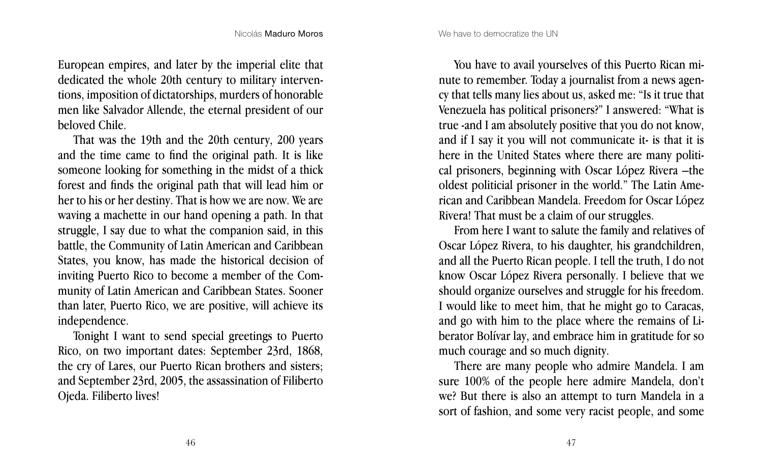European empires, and later by the imperial elite that dedicated the whole 20th century to military interventions, imposition of dictatorships, murders of honorable men like Salvador Allende, the eternal president of our beloved Chile.

That was the 19th and the 20th century, 200 years and the time came to find the original path. It is like someone looking for something in the midst of a thick forest and finds the original path that will lead him or her to his or her destiny. That is how we are now. We are waving a machette in our hand opening a path. In that struggle, I say due to what the companion said, in this battle, the Community of Latin American and Caribbean States, you know, has made the historical decision of inviting Puerto Rico to become a member of the Community of Latin American and Caribbean States. Sooner than later, Puerto Rico, we are positive, will achieve its independence.

Tonight I want to send special greetings to Puerto Rico, on two important dates: September 23rd, 1868, the cry of Lares, our Puerto Rican brothers and sisters; and September 23rd, 2005, the assassination of Filiberto Ojeda. Filiberto lives!

You have to avail yourselves of this Puerto Rican minute to remember. Today a journalist from a news agency that tells many lies about us, asked me: "Is it true that Venezuela has political prisoners?" I answered: "What is true -and I am absolutely positive that you do not know, and if I say it you will not communicate it- is that it is here in the United States where there are many political prisoners, beginning with Oscar López Rivera –the oldest politicial prisoner in the world." The Latin American and Caribbean Mandela. Freedom for Oscar López Rivera! That must be a claim of our struggles.

From here I want to salute the family and relatives of Oscar López Rivera, to his daughter, his grandchildren, and all the Puerto Rican people. I tell the truth, I do not know Oscar López Rivera personally. I believe that we should organize ourselves and struggle for his freedom. I would like to meet him, that he might go to Caracas, and go with him to the place where the remains of Liberator Bolívar lay, and embrace him in gratitude for so much courage and so much dignity.

There are many people who admire Mandela. I am sure 100% of the people here admire Mandela, don't we? But there is also an attempt to turn Mandela in a sort of fashion, and some very racist people, and some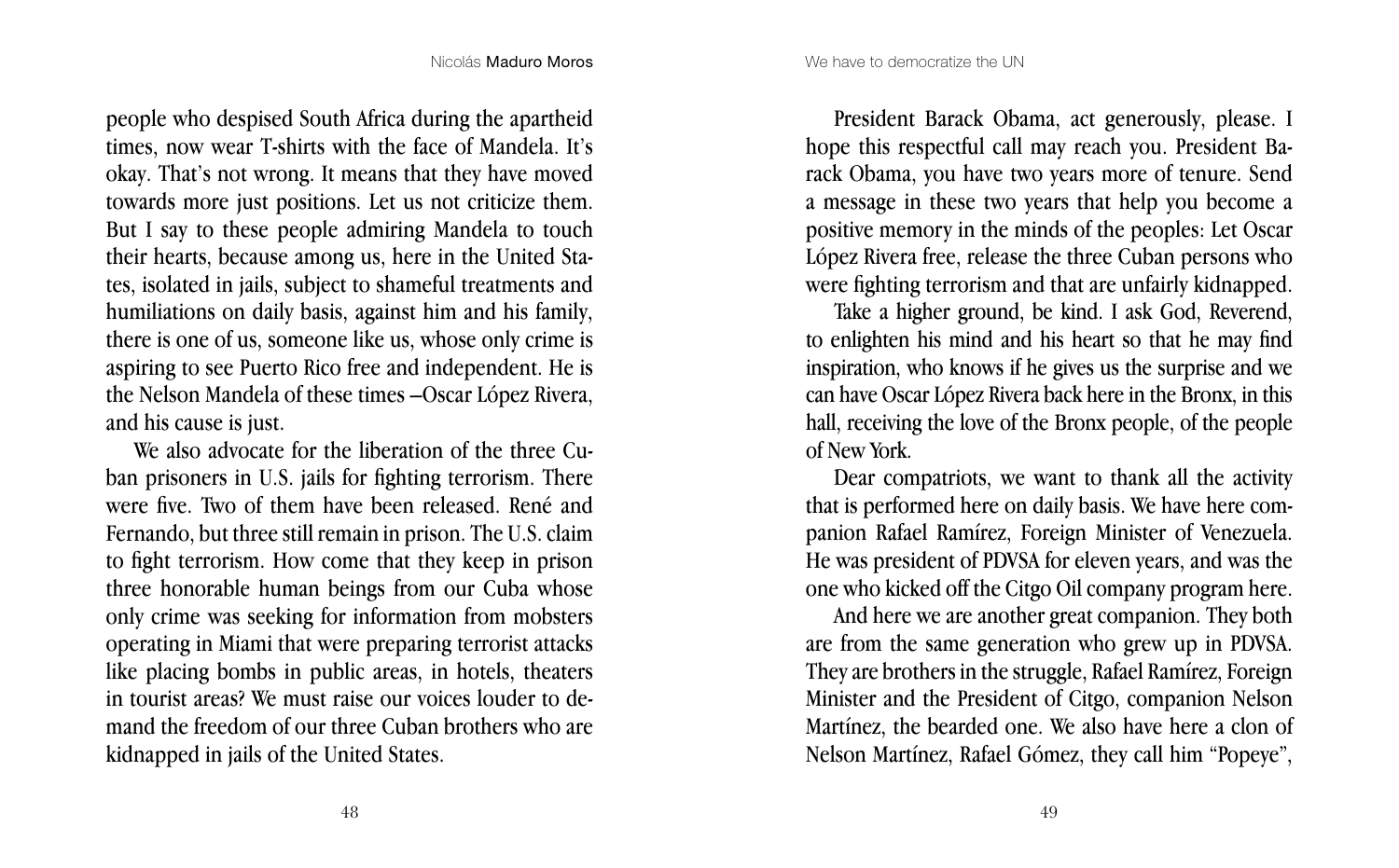people who despised South Africa during the apartheid times, now wear T-shirts with the face of Mandela. It's okay. That's not wrong. It means that they have moved towards more just positions. Let us not criticize them. But I say to these people admiring Mandela to touch their hearts, because among us, here in the United States, isolated in jails, subject to shameful treatments and humiliations on daily basis, against him and his family, there is one of us, someone like us, whose only crime is aspiring to see Puerto Rico free and independent. He is the Nelson Mandela of these times –Oscar López Rivera, and his cause is just.

We also advocate for the liberation of the three Cuban prisoners in U.S. jails for fighting terrorism. There were five. Two of them have been released. René and Fernando, but three still remain in prison. The U.S. claim to fight terrorism. How come that they keep in prison three honorable human beings from our Cuba whose only crime was seeking for information from mobsters operating in Miami that were preparing terrorist attacks like placing bombs in public areas, in hotels, theaters in tourist areas? We must raise our voices louder to demand the freedom of our three Cuban brothers who are kidnapped in jails of the United States.

President Barack Obama, act generously, please. I hope this respectful call may reach you. President Barack Obama, you have two years more of tenure. Send a message in these two years that help you become a positive memory in the minds of the peoples: Let Oscar López Rivera free, release the three Cuban persons who were fighting terrorism and that are unfairly kidnapped.

Take a higher ground, be kind. I ask God, Reverend, to enlighten his mind and his heart so that he may find inspiration, who knows if he gives us the surprise and we can have Oscar López Rivera back here in the Bronx, in this hall, receiving the love of the Bronx people, of the people of New York.

Dear compatriots, we want to thank all the activity that is performed here on daily basis. We have here companion Rafael Ramírez, Foreign Minister of Venezuela. He was president of PDVSA for eleven years, and was the one who kicked off the Citgo Oil company program here.

And here we are another great companion. They both are from the same generation who grew up in PDVSA. They are brothers in the struggle, Rafael Ramírez, Foreign Minister and the President of Citgo, companion Nelson Martínez, the bearded one. We also have here a clon of Nelson Martínez, Rafael Gómez, they call him "Popeye",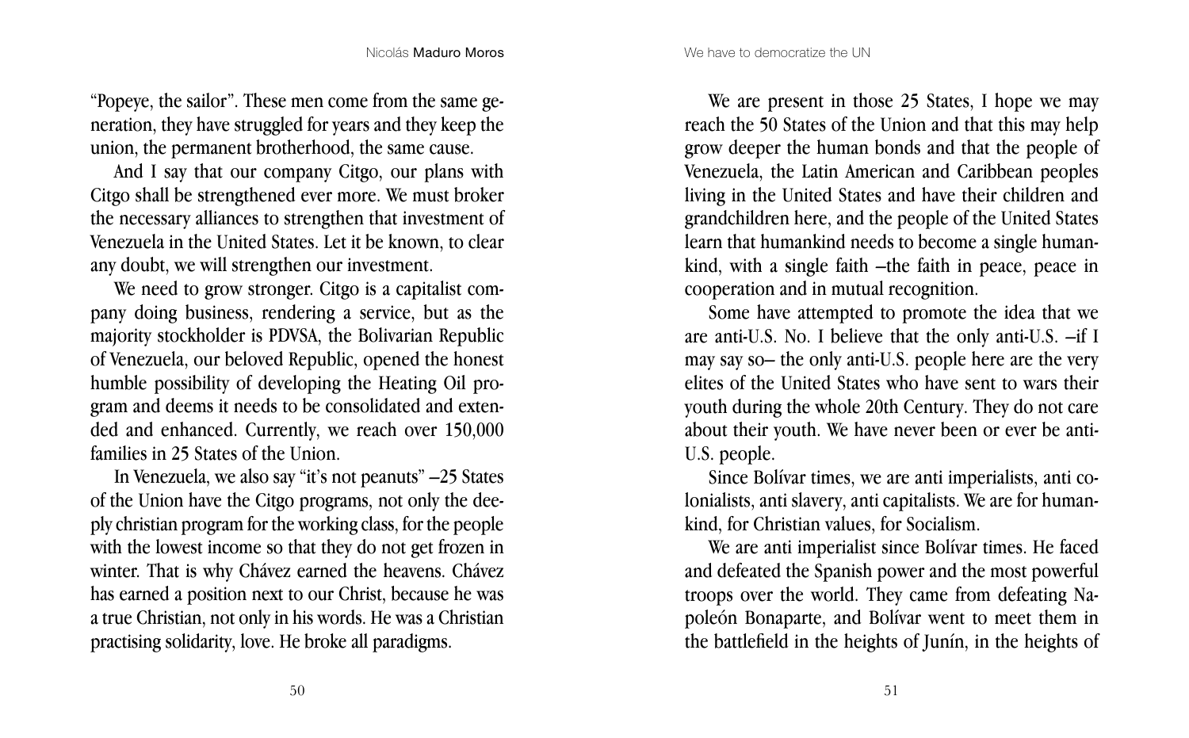"Popeye, the sailor". These men come from the same generation, they have struggled for years and they keep the union, the permanent brotherhood, the same cause.

And I say that our company Citgo, our plans with Citgo shall be strengthened ever more. We must broker the necessary alliances to strengthen that investment of Venezuela in the United States. Let it be known, to clear any doubt, we will strengthen our investment.

We need to grow stronger. Citgo is a capitalist company doing business, rendering a service, but as the majority stockholder is PDVSA, the Bolivarian Republic of Venezuela, our beloved Republic, opened the honest humble possibility of developing the Heating Oil program and deems it needs to be consolidated and extended and enhanced. Currently, we reach over 150,000 families in 25 States of the Union.

In Venezuela, we also say "it's not peanuts" –25 States of the Union have the Citgo programs, not only the deeply christian program for the working class, for the people with the lowest income so that they do not get frozen in winter. That is why Chávez earned the heavens. Chávez has earned a position next to our Christ, because he was a true Christian, not only in his words. He was a Christian practising solidarity, love. He broke all paradigms.

We are present in those 25 States, I hope we may reach the 50 States of the Union and that this may help grow deeper the human bonds and that the people of Venezuela, the Latin American and Caribbean peoples living in the United States and have their children and grandchildren here, and the people of the United States learn that humankind needs to become a single humankind, with a single faith –the faith in peace, peace in cooperation and in mutual recognition.

Some have attempted to promote the idea that we are anti-U.S. No. I believe that the only anti-U.S. –if I may say so– the only anti-U.S. people here are the very elites of the United States who have sent to wars their youth during the whole 20th Century. They do not care about their youth. We have never been or ever be anti-U.S. people.

Since Bolívar times, we are anti imperialists, anti colonialists, anti slavery, anti capitalists. We are for humankind, for Christian values, for Socialism.

We are anti imperialist since Bolívar times. He faced and defeated the Spanish power and the most powerful troops over the world. They came from defeating Napoleón Bonaparte, and Bolívar went to meet them in the battlefield in the heights of Junín, in the heights of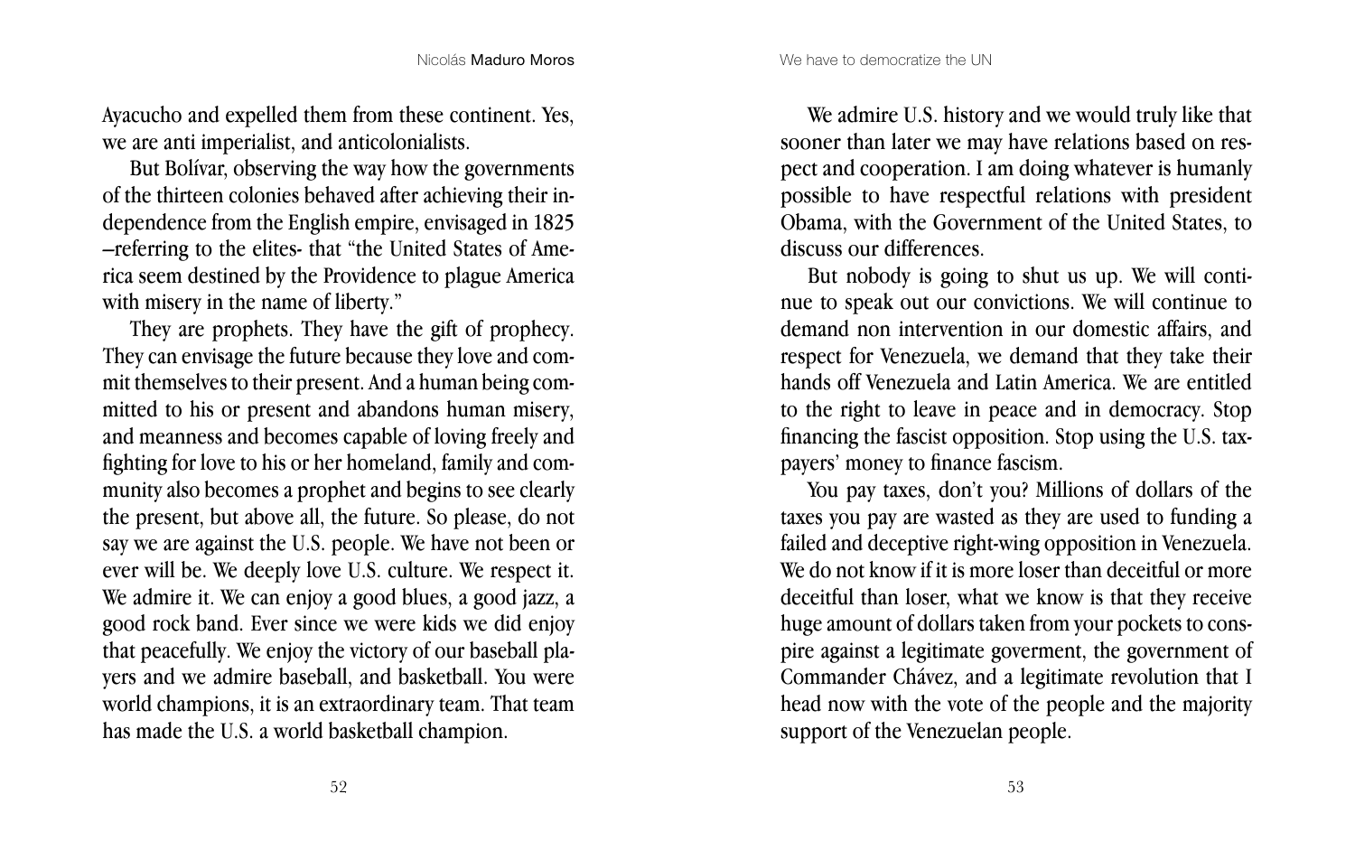Ayacucho and expelled them from these continent. Yes, we are anti imperialist, and anticolonialists.

But Bolívar, observing the way how the governments of the thirteen colonies behaved after achieving their independence from the English empire, envisaged in 1825 –referring to the elites- that "the United States of America seem destined by the Providence to plague America with misery in the name of liberty."

They are prophets. They have the gift of prophecy. They can envisage the future because they love and commit themselves to their present. And a human being committed to his or present and abandons human misery, and meanness and becomes capable of loving freely and fighting for love to his or her homeland, family and community also becomes a prophet and begins to see clearly the present, but above all, the future. So please, do not say we are against the U.S. people. We have not been or ever will be. We deeply love U.S. culture. We respect it. We admire it. We can enjoy a good blues, a good jazz, a good rock band. Ever since we were kids we did enjoy that peacefully. We enjoy the victory of our baseball players and we admire baseball, and basketball. You were world champions, it is an extraordinary team. That team has made the U.S. a world basketball champion.

We admire U.S. history and we would truly like that sooner than later we may have relations based on respect and cooperation. I am doing whatever is humanly possible to have respectful relations with president Obama, with the Government of the United States, to discuss our differences.

But nobody is going to shut us up. We will continue to speak out our convictions. We will continue to demand non intervention in our domestic affairs, and respect for Venezuela, we demand that they take their hands off Venezuela and Latin America. We are entitled to the right to leave in peace and in democracy. Stop financing the fascist opposition. Stop using the U.S. taxpayers' money to finance fascism.

You pay taxes, don't you? Millions of dollars of the taxes you pay are wasted as they are used to funding a failed and deceptive right-wing opposition in Venezuela. We do not know if it is more loser than deceitful or more deceitful than loser, what we know is that they receive huge amount of dollars taken from your pockets to conspire against a legitimate goverment, the government of Commander Chávez, and a legitimate revolution that I head now with the vote of the people and the majority support of the Venezuelan people.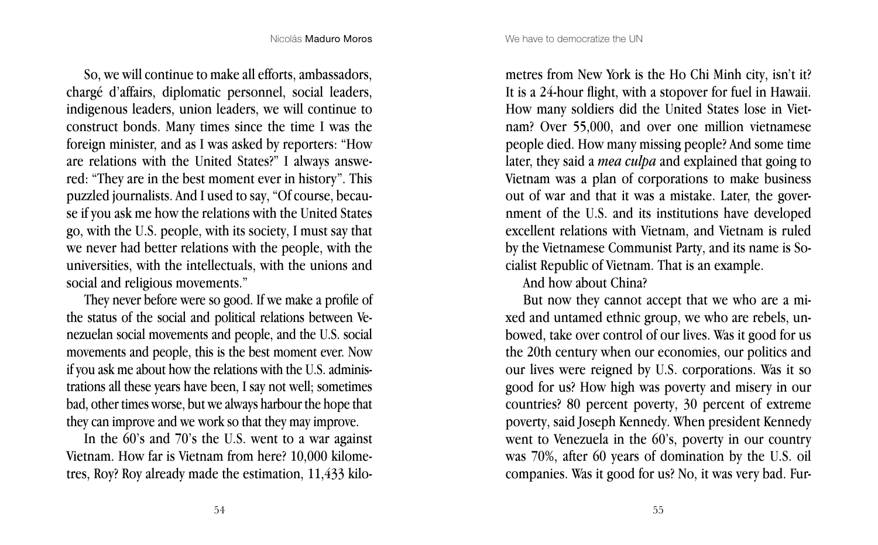So, we will continue to make all efforts, ambassadors, chargé d'affairs, diplomatic personnel, social leaders, indigenous leaders, union leaders, we will continue to construct bonds. Many times since the time I was the foreign minister, and as I was asked by reporters: "How are relations with the United States?" I always answered: "They are in the best moment ever in history". This puzzled journalists. And I used to say, "Of course, because if you ask me how the relations with the United States go, with the U.S. people, with its society, I must say that we never had better relations with the people, with the universities, with the intellectuals, with the unions and social and religious movements."

They never before were so good. If we make a profile of the status of the social and political relations between Venezuelan social movements and people, and the U.S. social movements and people, this is the best moment ever. Now if you ask me about how the relations with the U.S. administrations all these years have been, I say not well; sometimes bad, other times worse, but we always harbour the hope that they can improve and we work so that they may improve.

In the 60's and 70's the U.S. went to a war against Vietnam. How far is Vietnam from here? 10,000 kilometres, Roy? Roy already made the estimation, 11,433 kilometres from New York is the Ho Chi Minh city, isn't it? It is a 24-hour flight, with a stopover for fuel in Hawaii. How many soldiers did the United States lose in Vietnam? Over 55,000, and over one million vietnamese people died. How many missing people? And some time later, they said a *mea culpa* and explained that going to Vietnam was a plan of corporations to make business out of war and that it was a mistake. Later, the government of the U.S. and its institutions have developed excellent relations with Vietnam, and Vietnam is ruled by the Vietnamese Communist Party, and its name is Socialist Republic of Vietnam. That is an example.

And how about China?

But now they cannot accept that we who are a mixed and untamed ethnic group, we who are rebels, unbowed, take over control of our lives. Was it good for us the 20th century when our economies, our politics and our lives were reigned by U.S. corporations. Was it so good for us? How high was poverty and misery in our countries? 80 percent poverty, 30 percent of extreme poverty, said Joseph Kennedy. When president Kennedy went to Venezuela in the 60's, poverty in our country was 70%, after 60 years of domination by the U.S. oil companies. Was it good for us? No, it was very bad. Fur-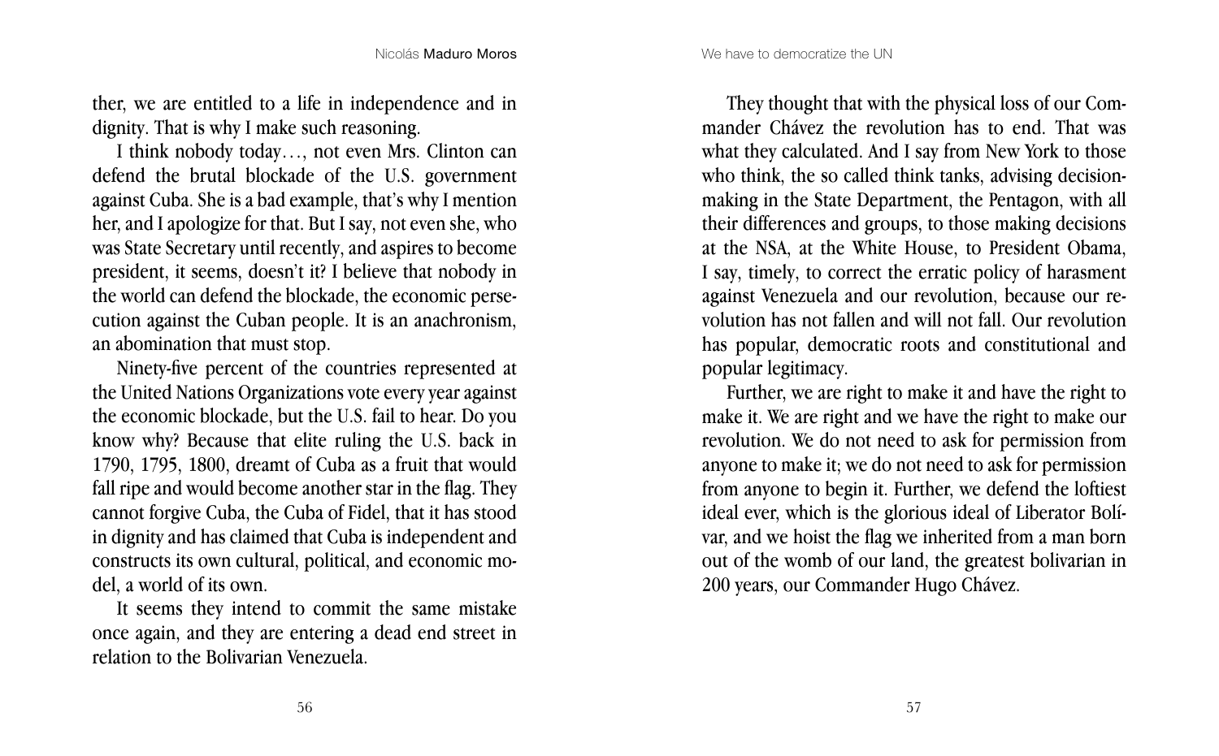ther, we are entitled to a life in independence and in dignity. That is why I make such reasoning.

I think nobody today…, not even Mrs. Clinton can defend the brutal blockade of the U.S. government against Cuba. She is a bad example, that's why I mention her, and I apologize for that. But I say, not even she, who was State Secretary until recently, and aspires to become president, it seems, doesn't it? I believe that nobody in the world can defend the blockade, the economic persecution against the Cuban people. It is an anachronism, an abomination that must stop.

Ninety-five percent of the countries represented at the United Nations Organizations vote every year against the economic blockade, but the U.S. fail to hear. Do you know why? Because that elite ruling the U.S. back in 1790, 1795, 1800, dreamt of Cuba as a fruit that would fall ripe and would become another star in the flag. They cannot forgive Cuba, the Cuba of Fidel, that it has stood in dignity and has claimed that Cuba is independent and constructs its own cultural, political, and economic model, a world of its own.

It seems they intend to commit the same mistake once again, and they are entering a dead end street in relation to the Bolivarian Venezuela.

They thought that with the physical loss of our Commander Chávez the revolution has to end. That was what they calculated. And I say from New York to those who think, the so called think tanks, advising decision-making in the State Department, the Pentagon, with all their differences and groups, to those making decisions at the NSA, at the White House, to President Obama, I say, timely, to correct the erratic policy of harasment against Venezuela and our revolution, because our revolution has not fallen and will not fall. Our revolution has popular, democratic roots and constitutional and popular legitimacy.

Further, we are right to make it and have the right to make it. We are right and we have the right to make our revolution. We do not need to ask for permission from anyone to make it; we do not need to ask for permission from anyone to begin it. Further, we defend the loftiest ideal ever, which is the glorious ideal of Liberator Bolívar, and we hoist the flag we inherited from a man born out of the womb of our land, the greatest bolivarian in 200 years, our Commander Hugo Chávez.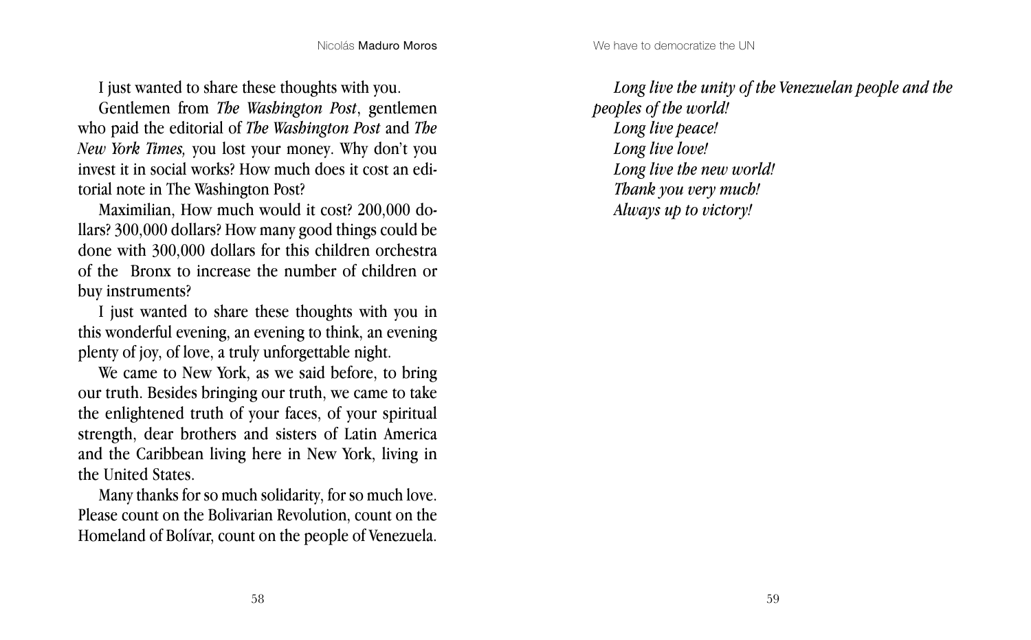I just wanted to share these thoughts with you.

Gentlemen from *The Washington Post*, gentlemen who paid the editorial of *The Washington Post* and *The New York Times,* you lost your money. Why don't you invest it in social works? How much does it cost an editorial note in The Washington Post?

Maximilian, How much would it cost? 200,000 dollars? 300,000 dollars? How many good things could be done with 300,000 dollars for this children orchestra of the Bronx to increase the number of children or buy instruments?

I just wanted to share these thoughts with you in this wonderful evening, an evening to think, an evening plenty of joy, of love, a truly unforgettable night.

We came to New York, as we said before, to bring our truth. Besides bringing our truth, we came to take the enlightened truth of your faces, of your spiritual strength, dear brothers and sisters of Latin America and the Caribbean living here in New York, living in the United States.

Many thanks for so much solidarity, for so much love. Please count on the Bolivarian Revolution, count on the Homeland of Bolívar, count on the people of Venezuela.

*Long live the unity of the Venezuelan people and the peoples of the world!*

*Long live peace!*

*Long live love!*

*Long live the new world!*

*Thank you very much!*

*Always up to victory!*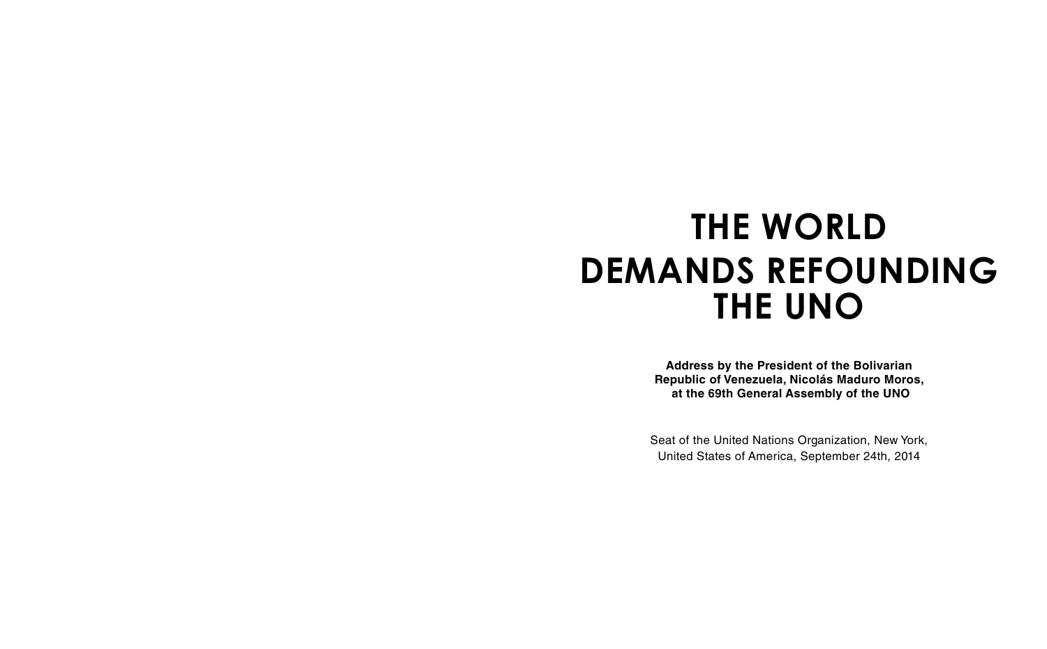# THE WORLD DEMANDS REFOUNDING THE UNO

**Address by the President of the Bolivarian Republic of Venezuela, Nicolás Maduro Moros, at the 69th General Assembly of the UNO**

Seat of the United Nations Organization, New York, United States of America, September 24th, 2014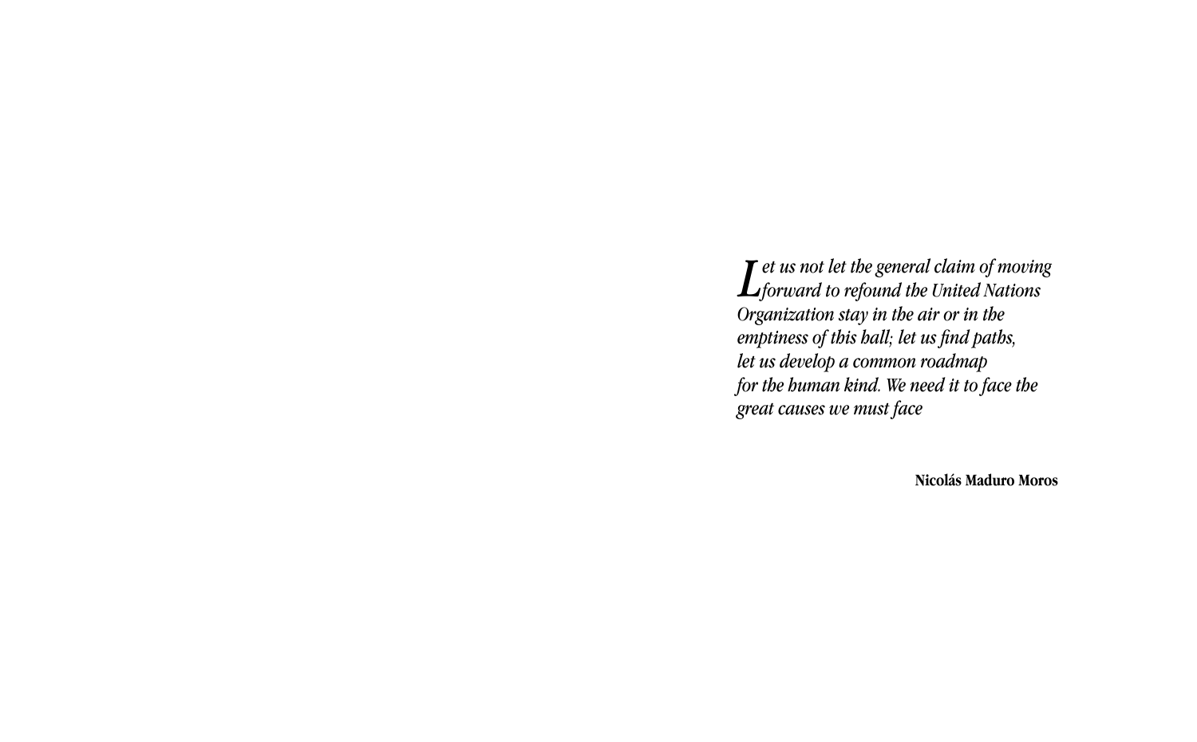*Let us not let the general claim of moving forward to refound the United Nations Organization stay in the air or in the emptiness of this hall; let us find paths, let us develop a common roadmap for the human kind. We need it to face the great causes we must face*

**Nicolás Maduro Moros**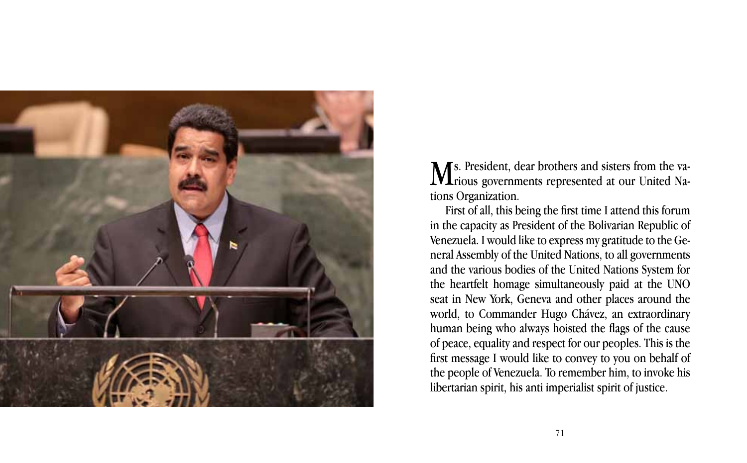Ms. President, dear brothers and sisters from the various governments represented at our United Nations Organization.

First of all, this being the first time I attend this forum in the capacity as President of the Bolivarian Republic of Venezuela. I would like to express my gratitude to the General Assembly of the United Nations, to all governments and the various bodies of the United Nations System for the heartfelt homage simultaneously paid at the UNO seat in New York, Geneva and other places around the world, to Commander Hugo Chávez, an extraordinary human being who always hoisted the flags of the cause of peace, equality and respect for our peoples. This is the first message I would like to convey to you on behalf of the people of Venezuela. To remember him, to invoke his libertarian spirit, his anti imperialist spirit of justice.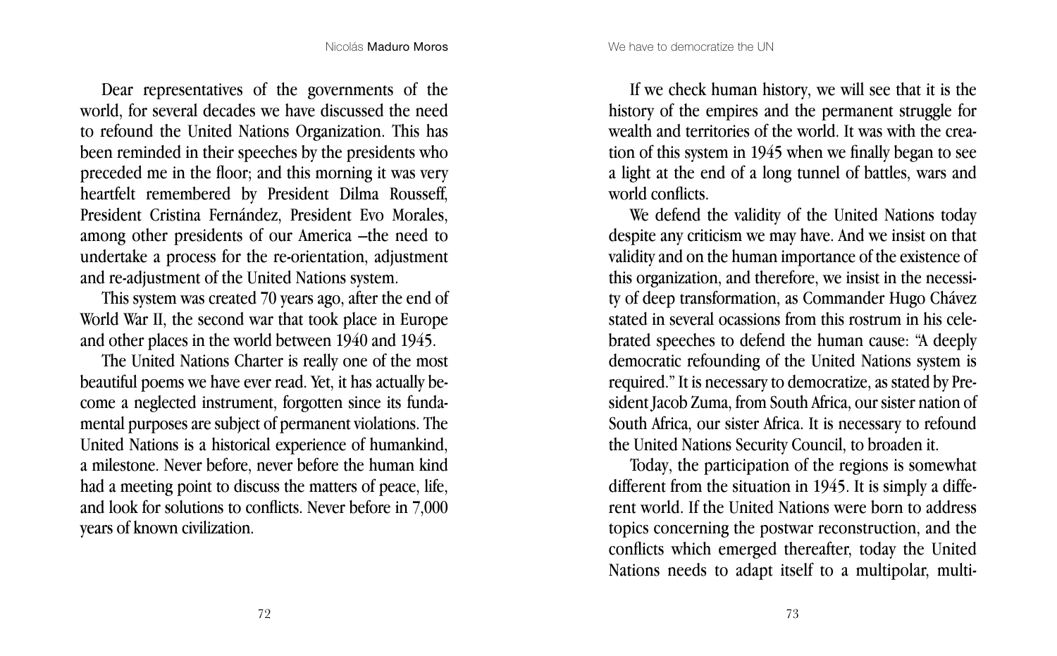Dear representatives of the governments of the world, for several decades we have discussed the need to refound the United Nations Organization. This has been reminded in their speeches by the presidents who preceded me in the floor; and this morning it was very heartfelt remembered by President Dilma Rousseff, President Cristina Fernández, President Evo Morales, among other presidents of our America –the need to undertake a process for the re-orientation, adjustment and re-adjustment of the United Nations system.

This system was created 70 years ago, after the end of World War II, the second war that took place in Europe and other places in the world between 1940 and 1945.

The United Nations Charter is really one of the most beautiful poems we have ever read. Yet, it has actually become a neglected instrument, forgotten since its fundamental purposes are subject of permanent violations. The United Nations is a historical experience of humankind, a milestone. Never before, never before the human kind had a meeting point to discuss the matters of peace, life, and look for solutions to conflicts. Never before in 7,000 years of known civilization.

If we check human history, we will see that it is the history of the empires and the permanent struggle for wealth and territories of the world. It was with the creation of this system in 1945 when we finally began to see a light at the end of a long tunnel of battles, wars and world conflicts.

We defend the validity of the United Nations today despite any criticism we may have. And we insist on that validity and on the human importance of the existence of this organization, and therefore, we insist in the necessity of deep transformation, as Commander Hugo Chávez stated in several ocassions from this rostrum in his celebrated speeches to defend the human cause: "A deeply democratic refounding of the United Nations system is required." It is necessary to democratize, as stated by President Jacob Zuma, from South Africa, our sister nation of South Africa, our sister Africa. It is necessary to refound the United Nations Security Council, to broaden it.

Today, the participation of the regions is somewhat different from the situation in 1945. It is simply a different world. If the United Nations were born to address topics concerning the postwar reconstruction, and the conflicts which emerged thereafter, today the United Nations needs to adapt itself to a multipolar, multi-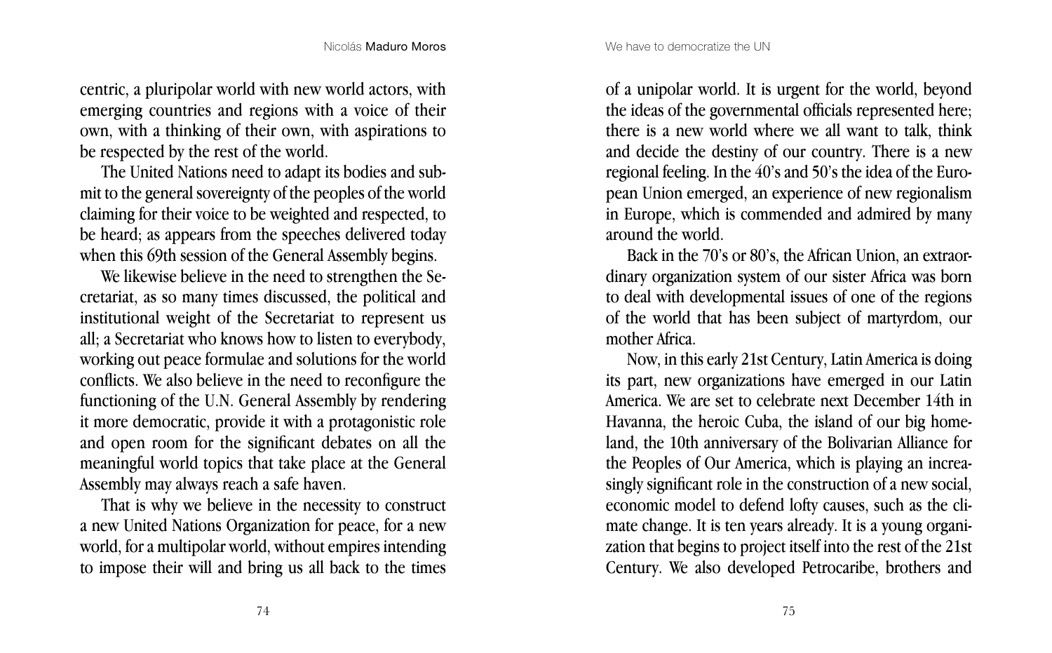centric, a pluripolar world with new world actors, with emerging countries and regions with a voice of their own, with a thinking of their own, with aspirations to be respected by the rest of the world.

The United Nations need to adapt its bodies and submit to the general sovereignty of the peoples of the world claiming for their voice to be weighted and respected, to be heard; as appears from the speeches delivered today when this 69th session of the General Assembly begins.

We likewise believe in the need to strengthen the Secretariat, as so many times discussed, the political and institutional weight of the Secretariat to represent us all; a Secretariat who knows how to listen to everybody, working out peace formulae and solutions for the world conflicts. We also believe in the need to reconfigure the functioning of the U.N. General Assembly by rendering it more democratic, provide it with a protagonistic role and open room for the significant debates on all the meaningful world topics that take place at the General Assembly may always reach a safe haven.

That is why we believe in the necessity to construct a new United Nations Organization for peace, for a new world, for a multipolar world, without empires intending to impose their will and bring us all back to the times of a unipolar world. It is urgent for the world, beyond the ideas of the governmental officials represented here; there is a new world where we all want to talk, think and decide the destiny of our country. There is a new regional feeling. In the 40's and 50's the idea of the European Union emerged, an experience of new regionalism in Europe, which is commended and admired by many around the world.

Back in the 70's or 80's, the African Union, an extraordinary organization system of our sister Africa was born to deal with developmental issues of one of the regions of the world that has been subject of martyrdom, our mother Africa.

Now, in this early 21st Century, Latin America is doing its part, new organizations have emerged in our Latin America. We are set to celebrate next December 14th in Havanna, the heroic Cuba, the island of our big homeland, the 10th anniversary of the Bolivarian Alliance for the Peoples of Our America, which is playing an increasingly significant role in the construction of a new social, economic model to defend lofty causes, such as the climate change. It is ten years already. It is a young organization that begins to project itself into the rest of the 21st Century. We also developed Petrocaribe, brothers and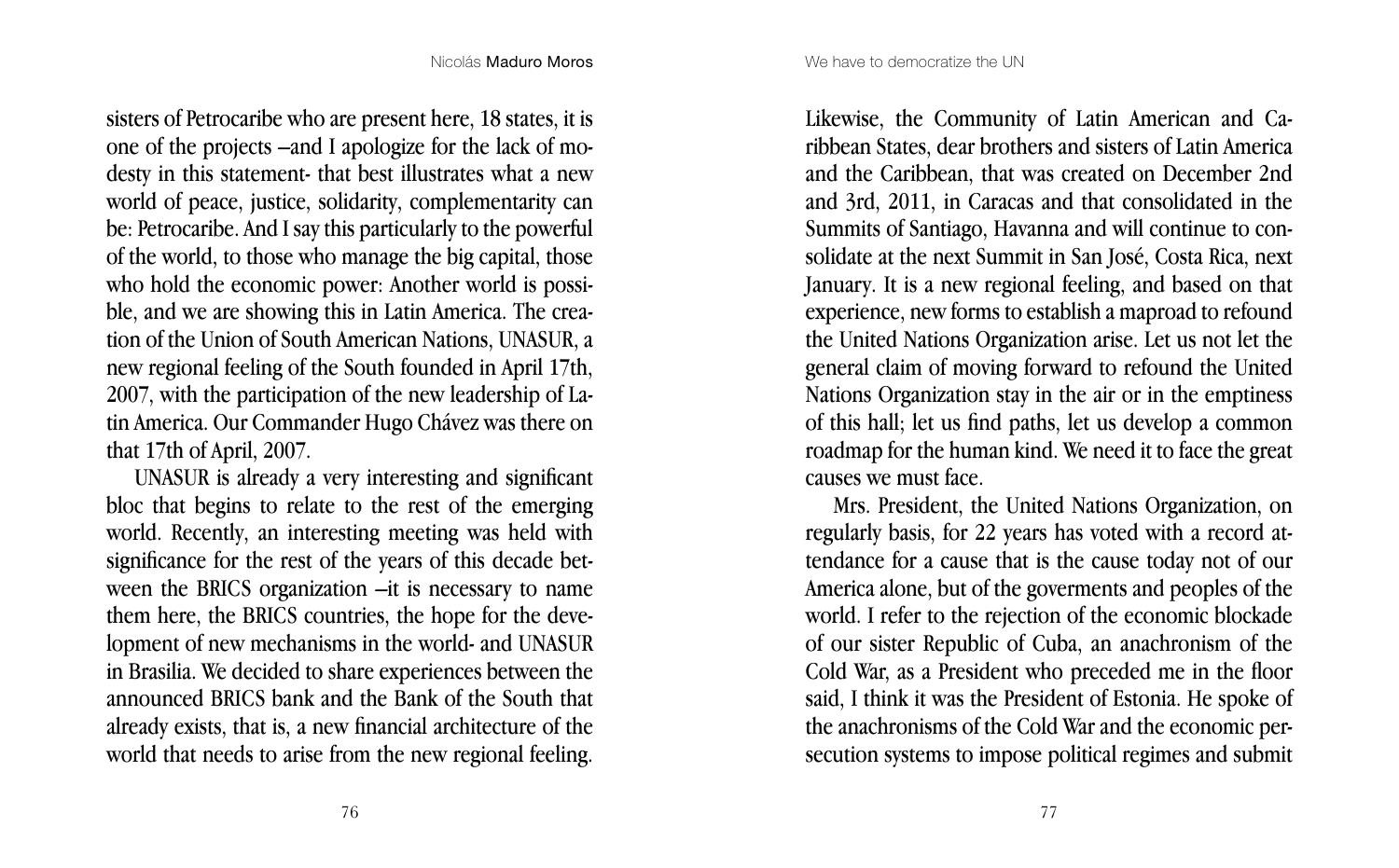sisters of Petrocaribe who are present here, 18 states, it is one of the projects –and I apologize for the lack of modesty in this statement- that best illustrates what a new world of peace, justice, solidarity, complementarity can be: Petrocaribe. And I say this particularly to the powerful of the world, to those who manage the big capital, those who hold the economic power: Another world is possible, and we are showing this in Latin America. The creation of the Union of South American Nations, UNASUR, a new regional feeling of the South founded in April 17th, 2007, with the participation of the new leadership of Latin America. Our Commander Hugo Chávez was there on that 17th of April, 2007.

UNASUR is already a very interesting and significant bloc that begins to relate to the rest of the emerging world. Recently, an interesting meeting was held with significance for the rest of the years of this decade between the BRICS organization –it is necessary to name them here, the BRICS countries, the hope for the development of new mechanisms in the world- and UNASUR in Brasilia. We decided to share experiences between the announced BRICS bank and the Bank of the South that already exists, that is, a new financial architecture of the world that needs to arise from the new regional feeling.

Likewise, the Community of Latin American and Caribbean States, dear brothers and sisters of Latin America and the Caribbean, that was created on December 2nd and 3rd, 2011, in Caracas and that consolidated in the Summits of Santiago, Havanna and will continue to consolidate at the next Summit in San José, Costa Rica, next January. It is a new regional feeling, and based on that experience, new forms to establish a maproad to refound the United Nations Organization arise. Let us not let the general claim of moving forward to refound the United Nations Organization stay in the air or in the emptiness of this hall; let us find paths, let us develop a common roadmap for the human kind. We need it to face the great causes we must face.

Mrs. President, the United Nations Organization, on regularly basis, for 22 years has voted with a record attendance for a cause that is the cause today not of our America alone, but of the goverments and peoples of the world. I refer to the rejection of the economic blockade of our sister Republic of Cuba, an anachronism of the Cold War, as a President who preceded me in the floor said, I think it was the President of Estonia. He spoke of the anachronisms of the Cold War and the economic persecution systems to impose political regimes and submit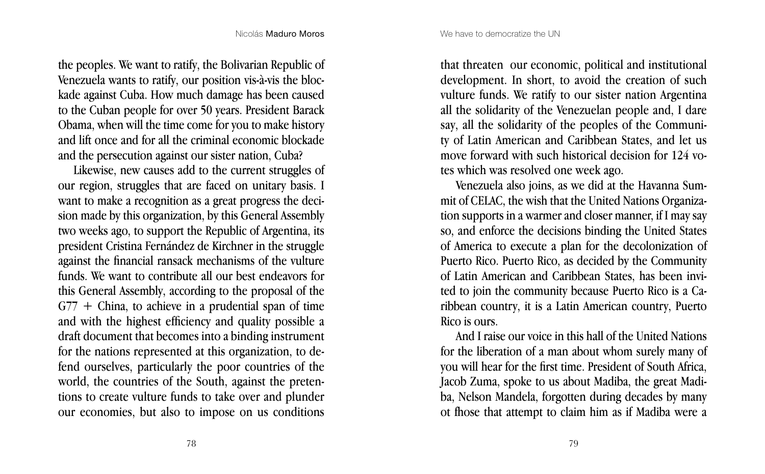the peoples. We want to ratify, the Bolivarian Republic of Venezuela wants to ratify, our position vis-à-vis the blockade against Cuba. How much damage has been caused to the Cuban people for over 50 years. President Barack Obama, when will the time come for you to make history and lift once and for all the criminal economic blockade and the persecution against our sister nation, Cuba?

Likewise, new causes add to the current struggles of our region, struggles that are faced on unitary basis. I want to make a recognition as a great progress the decision made by this organization, by this General Assembly two weeks ago, to support the Republic of Argentina, its president Cristina Fernández de Kirchner in the struggle against the financial ransack mechanisms of the vulture funds. We want to contribute all our best endeavors for this General Assembly, according to the proposal of the G77 + China, to achieve in a prudential span of time and with the highest efficiency and quality possible a draft document that becomes into a binding instrument for the nations represented at this organization, to defend ourselves, particularly the poor countries of the world, the countries of the South, against the pretentions to create vulture funds to take over and plunder our economies, but also to impose on us conditions that threaten our economic, political and institutional development. In short, to avoid the creation of such vulture funds. We ratify to our sister nation Argentina all the solidarity of the Venezuelan people and, I dare say, all the solidarity of the peoples of the Community of Latin American and Caribbean States, and let us move forward with such historical decision for 124 votes which was resolved one week ago.

Venezuela also joins, as we did at the Havanna Summit of CELAC, the wish that the United Nations Organization supports in a warmer and closer manner, if I may say so, and enforce the decisions binding the United States of America to execute a plan for the decolonization of Puerto Rico. Puerto Rico, as decided by the Community of Latin American and Caribbean States, has been invited to join the community because Puerto Rico is a Caribbean country, it is a Latin American country, Puerto Rico is ours.

And I raise our voice in this hall of the United Nations for the liberation of a man about whom surely many of you will hear for the first time. President of South Africa, Jacob Zuma, spoke to us about Madiba, the great Madiba, Nelson Mandela, forgotten during decades by many ot fhose that attempt to claim him as if Madiba were a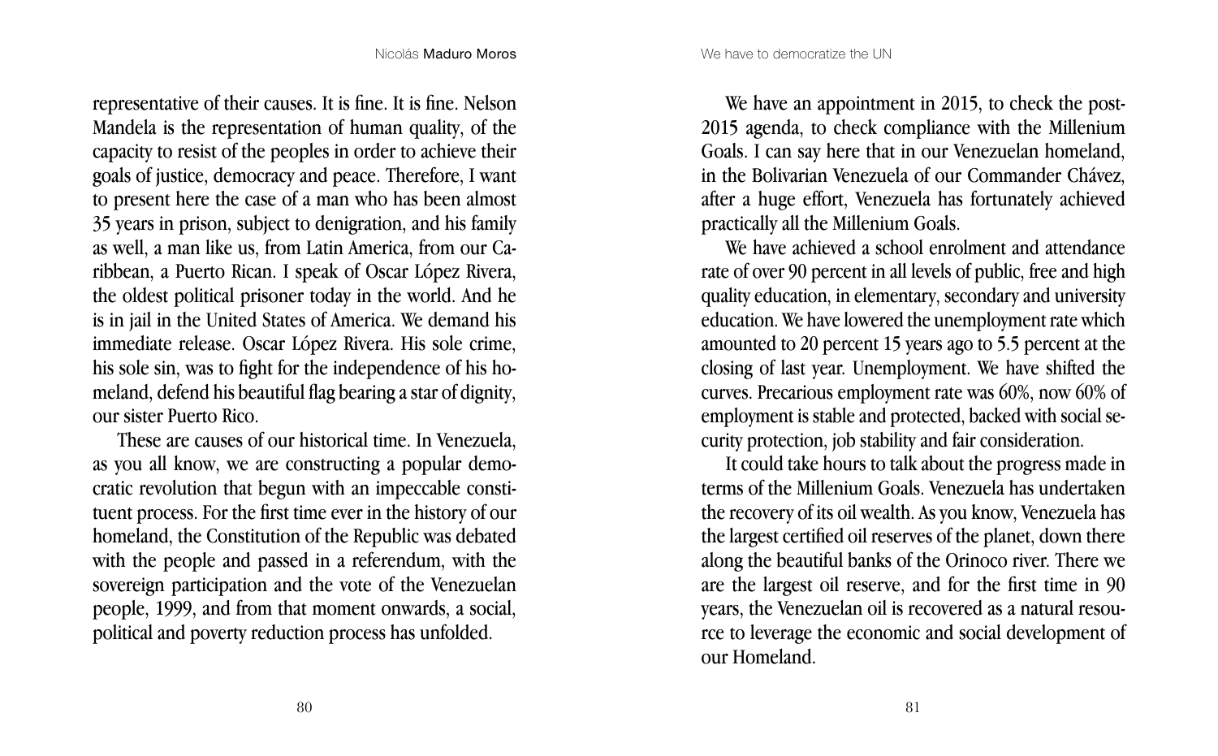representative of their causes. It is fine. It is fine. Nelson Mandela is the representation of human quality, of the capacity to resist of the peoples in order to achieve their goals of justice, democracy and peace. Therefore, I want to present here the case of a man who has been almost 35 years in prison, subject to denigration, and his family as well, a man like us, from Latin America, from our Caribbean, a Puerto Rican. I speak of Oscar López Rivera, the oldest political prisoner today in the world. And he is in jail in the United States of America. We demand his immediate release. Oscar López Rivera. His sole crime, his sole sin, was to fight for the independence of his homeland, defend his beautiful flag bearing a star of dignity, our sister Puerto Rico.

These are causes of our historical time. In Venezuela, as you all know, we are constructing a popular democratic revolution that begun with an impeccable constituent process. For the first time ever in the history of our homeland, the Constitution of the Republic was debated with the people and passed in a referendum, with the sovereign participation and the vote of the Venezuelan people, 1999, and from that moment onwards, a social, political and poverty reduction process has unfolded.

We have an appointment in 2015, to check the post-2015 agenda, to check compliance with the Millenium Goals. I can say here that in our Venezuelan homeland, in the Bolivarian Venezuela of our Commander Chávez, after a huge effort, Venezuela has fortunately achieved practically all the Millenium Goals.

We have achieved a school enrolment and attendance rate of over 90 percent in all levels of public, free and high quality education, in elementary, secondary and university education. We have lowered the unemployment rate which amounted to 20 percent 15 years ago to 5.5 percent at the closing of last year. Unemployment. We have shifted the curves. Precarious employment rate was 60%, now 60% of employment is stable and protected, backed with social security protection, job stability and fair consideration.

It could take hours to talk about the progress made in terms of the Millenium Goals. Venezuela has undertaken the recovery of its oil wealth. As you know, Venezuela has the largest certified oil reserves of the planet, down there along the beautiful banks of the Orinoco river. There we are the largest oil reserve, and for the first time in 90 years, the Venezuelan oil is recovered as a natural resource to leverage the economic and social development of our Homeland.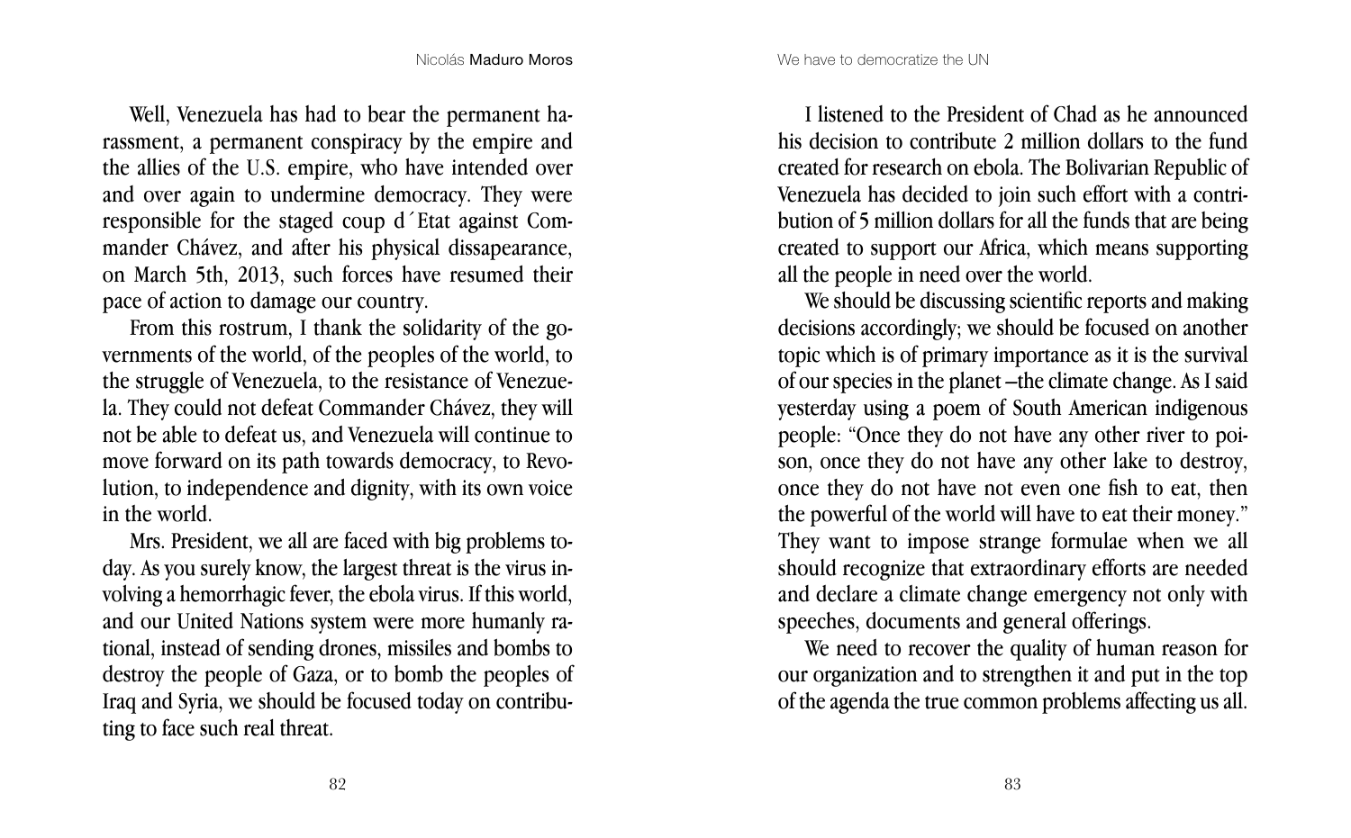Well, Venezuela has had to bear the permanent harassment, a permanent conspiracy by the empire and the allies of the U.S. empire, who have intended over and over again to undermine democracy. They were responsible for the staged coup d´Etat against Commander Chávez, and after his physical dissapearance, on March 5th, 2013, such forces have resumed their pace of action to damage our country.

From this rostrum, I thank the solidarity of the governments of the world, of the peoples of the world, to the struggle of Venezuela, to the resistance of Venezuela. They could not defeat Commander Chávez, they will not be able to defeat us, and Venezuela will continue to move forward on its path towards democracy, to Revolution, to independence and dignity, with its own voice in the world.

Mrs. President, we all are faced with big problems today. As you surely know, the largest threat is the virus involving a hemorrhagic fever, the ebola virus. If this world, and our United Nations system were more humanly rational, instead of sending drones, missiles and bombs to destroy the people of Gaza, or to bomb the peoples of Iraq and Syria, we should be focused today on contributing to face such real threat.

I listened to the President of Chad as he announced his decision to contribute 2 million dollars to the fund created for research on ebola. The Bolivarian Republic of Venezuela has decided to join such effort with a contribution of 5 million dollars for all the funds that are being created to support our Africa, which means supporting all the people in need over the world.

We should be discussing scientific reports and making decisions accordingly; we should be focused on another topic which is of primary importance as it is the survival of our species in the planet –the climate change. As I said yesterday using a poem of South American indigenous people: "Once they do not have any other river to poison, once they do not have any other lake to destroy, once they do not have not even one fish to eat, then the powerful of the world will have to eat their money." They want to impose strange formulae when we all should recognize that extraordinary efforts are needed and declare a climate change emergency not only with speeches, documents and general offerings.

We need to recover the quality of human reason for our organization and to strengthen it and put in the top of the agenda the true common problems affecting us all.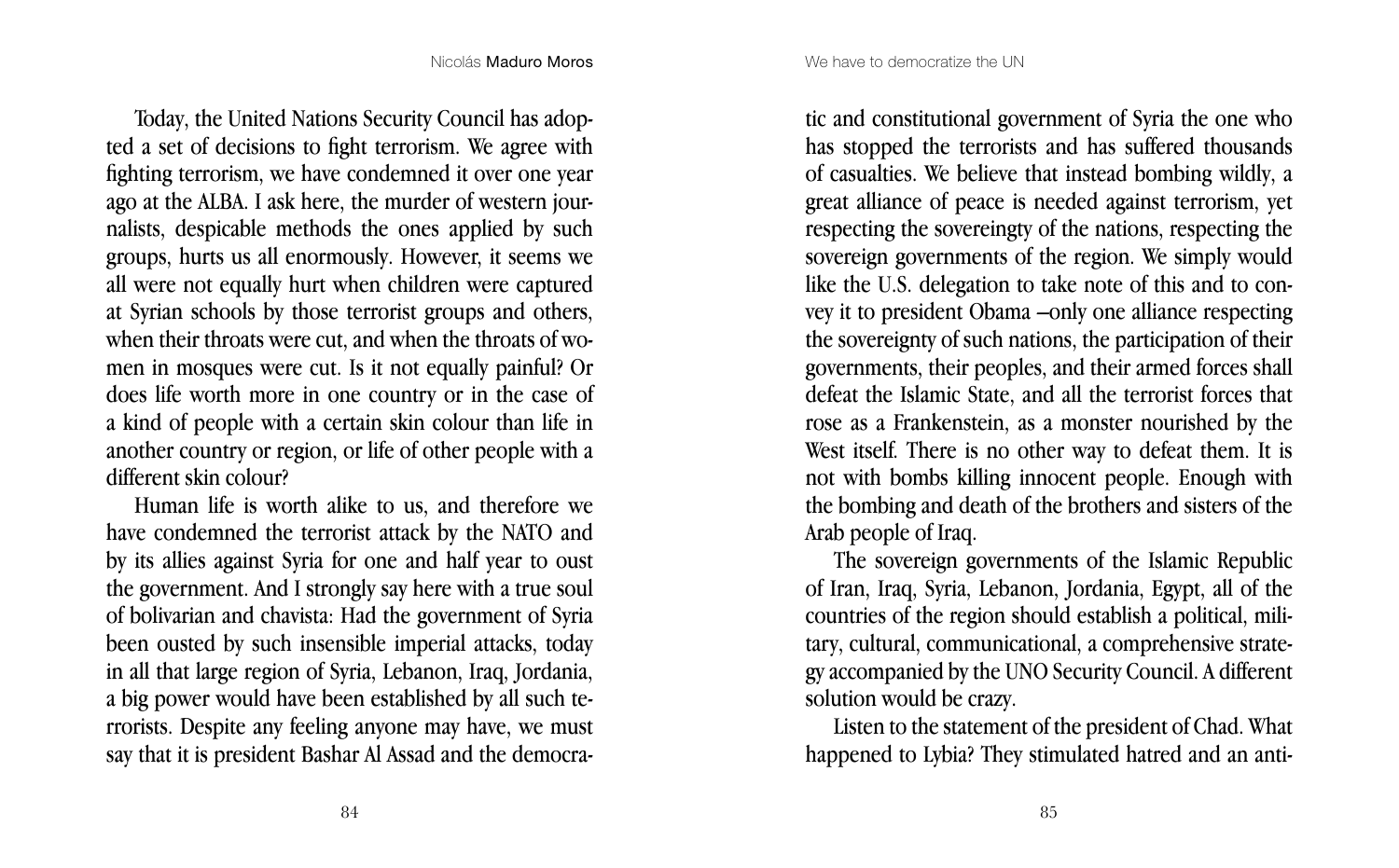Today, the United Nations Security Council has adopted a set of decisions to fight terrorism. We agree with fighting terrorism, we have condemned it over one year ago at the ALBA. I ask here, the murder of western journalists, despicable methods the ones applied by such groups, hurts us all enormously. However, it seems we all were not equally hurt when children were captured at Syrian schools by those terrorist groups and others, when their throats were cut, and when the throats of women in mosques were cut. Is it not equally painful? Or does life worth more in one country or in the case of a kind of people with a certain skin colour than life in another country or region, or life of other people with a different skin colour?

Human life is worth alike to us, and therefore we have condemned the terrorist attack by the NATO and by its allies against Syria for one and half year to oust the government. And I strongly say here with a true soul of bolivarian and chavista: Had the government of Syria been ousted by such insensible imperial attacks, today in all that large region of Syria, Lebanon, Iraq, Jordania, a big power would have been established by all such terrorists. Despite any feeling anyone may have, we must say that it is president Bashar Al Assad and the democratic and constitutional government of Syria the one who has stopped the terrorists and has suffered thousands of casualties. We believe that instead bombing wildly, a great alliance of peace is needed against terrorism, yet respecting the sovereingty of the nations, respecting the sovereign governments of the region. We simply would like the U.S. delegation to take note of this and to convey it to president Obama –only one alliance respecting the sovereignty of such nations, the participation of their governments, their peoples, and their armed forces shall defeat the Islamic State, and all the terrorist forces that rose as a Frankenstein, as a monster nourished by the West itself. There is no other way to defeat them. It is not with bombs killing innocent people. Enough with the bombing and death of the brothers and sisters of the Arab people of Iraq.

The sovereign governments of the Islamic Republic of Iran, Iraq, Syria, Lebanon, Jordania, Egypt, all of the countries of the region should establish a political, military, cultural, communicational, a comprehensive strategy accompanied by the UNO Security Council. A different solution would be crazy.

Listen to the statement of the president of Chad. What happened to Lybia? They stimulated hatred and an anti-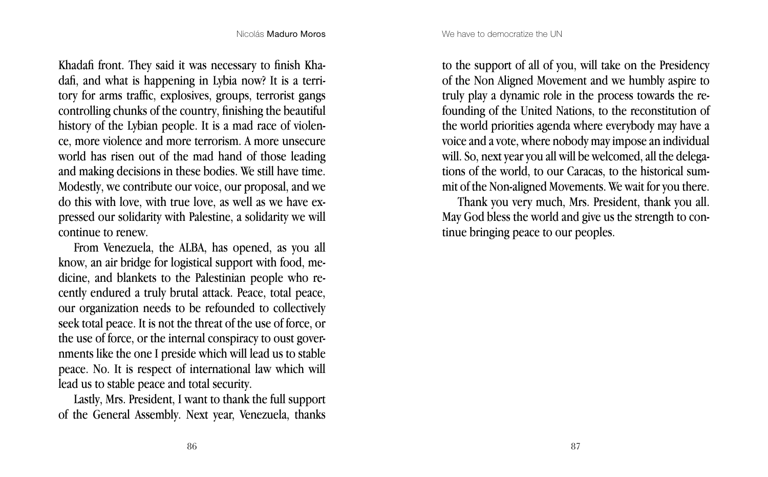Khadafi front. They said it was necessary to finish Khadafi, and what is happening in Lybia now? It is a territory for arms traffic, explosives, groups, terrorist gangs controlling chunks of the country, finishing the beautiful history of the Lybian people. It is a mad race of violence, more violence and more terrorism. A more unsecure world has risen out of the mad hand of those leading and making decisions in these bodies. We still have time. Modestly, we contribute our voice, our proposal, and we do this with love, with true love, as well as we have expressed our solidarity with Palestine, a solidarity we will continue to renew.

From Venezuela, the ALBA, has opened, as you all know, an air bridge for logistical support with food, medicine, and blankets to the Palestinian people who recently endured a truly brutal attack. Peace, total peace, our organization needs to be refounded to collectively seek total peace. It is not the threat of the use of force, or the use of force, or the internal conspiracy to oust governments like the one I preside which will lead us to stable peace. No. It is respect of international law which will lead us to stable peace and total security.

Lastly, Mrs. President, I want to thank the full support of the General Assembly. Next year, Venezuela, thanks to the support of all of you, will take on the Presidency of the Non Aligned Movement and we humbly aspire to truly play a dynamic role in the process towards the refounding of the United Nations, to the reconstitution of the world priorities agenda where everybody may have a voice and a vote, where nobody may impose an individual will. So, next year you all will be welcomed, all the delegations of the world, to our Caracas, to the historical summit of the Non-aligned Movements. We wait for you there.

Thank you very much, Mrs. President, thank you all. May God bless the world and give us the strength to continue bringing peace to our peoples.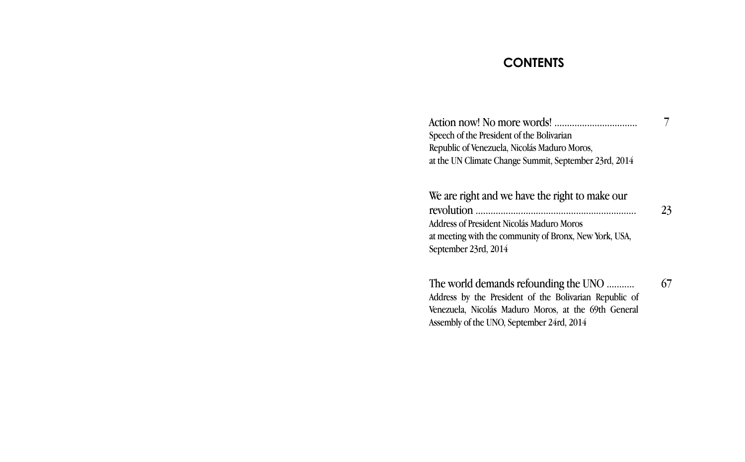# CONTENTS

Action now! No more words! ................................ 7

Speech of the President of the Bolivarian Republic of Venezuela, Nicolás Maduro Moros, at the UN Climate Change Summit, September 23rd, 2014

We are right and we have the right to make our revolution ............................................................... 23

Address of President Nicolás Maduro Moros at meeting with the community of Bronx, New York, USA, September 23rd, 2014

The world demands refounding the UNO .......... 67

Address by the President of the Bolivarian Republic of Venezuela, Nicolás Maduro Moros, at the 69th General Assembly of the UNO, September 24rd, 2014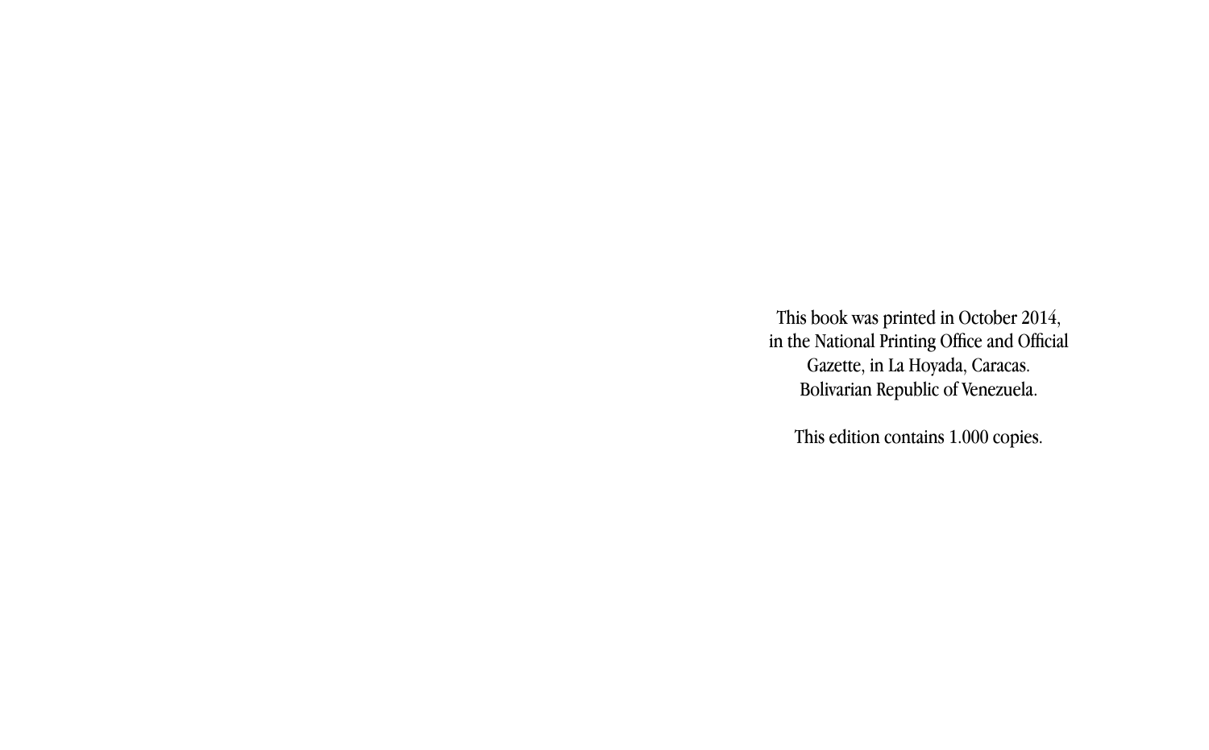This book was printed in October 2014,
in the National Printing Office and Official
Gazette, in La Hoyada, Caracas.
Bolivarian Republic of Venezuela.

This edition contains 1.000 copies.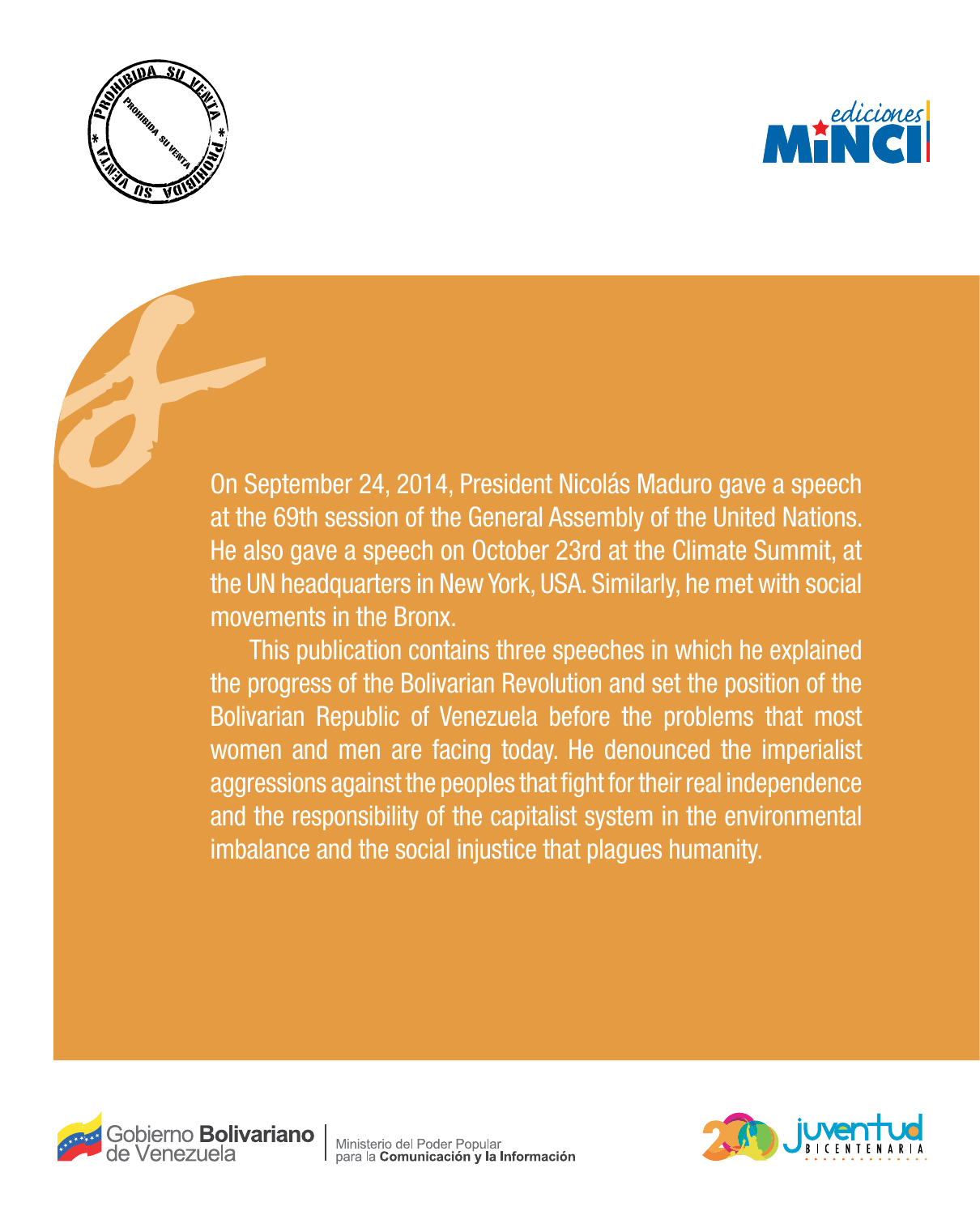PROHIBIDA SU VENTA

ediciones MINCI

On September 24, 2014, President Nicolás Maduro gave a speech at the 69th session of the General Assembly of the United Nations. He also gave a speech on October 23rd at the Climate Summit, at the UN headquarters in New York, USA. Similarly, he met with social movements in the Bronx.

This publication contains three speeches in which he explained the progress of the Bolivarian Revolution and set the position of the Bolivarian Republic of Venezuela before the problems that most women and men are facing today. He denounced the imperialist aggressions against the peoples that fight for their real independence and the responsibility of the capitalist system in the environmental imbalance and the social injustice that plagues humanity.

Gobierno **Bolivariano** de Venezuela

Ministerio del Poder Popular para la **Comunicación y la Información**

juventud BICENTENARIA